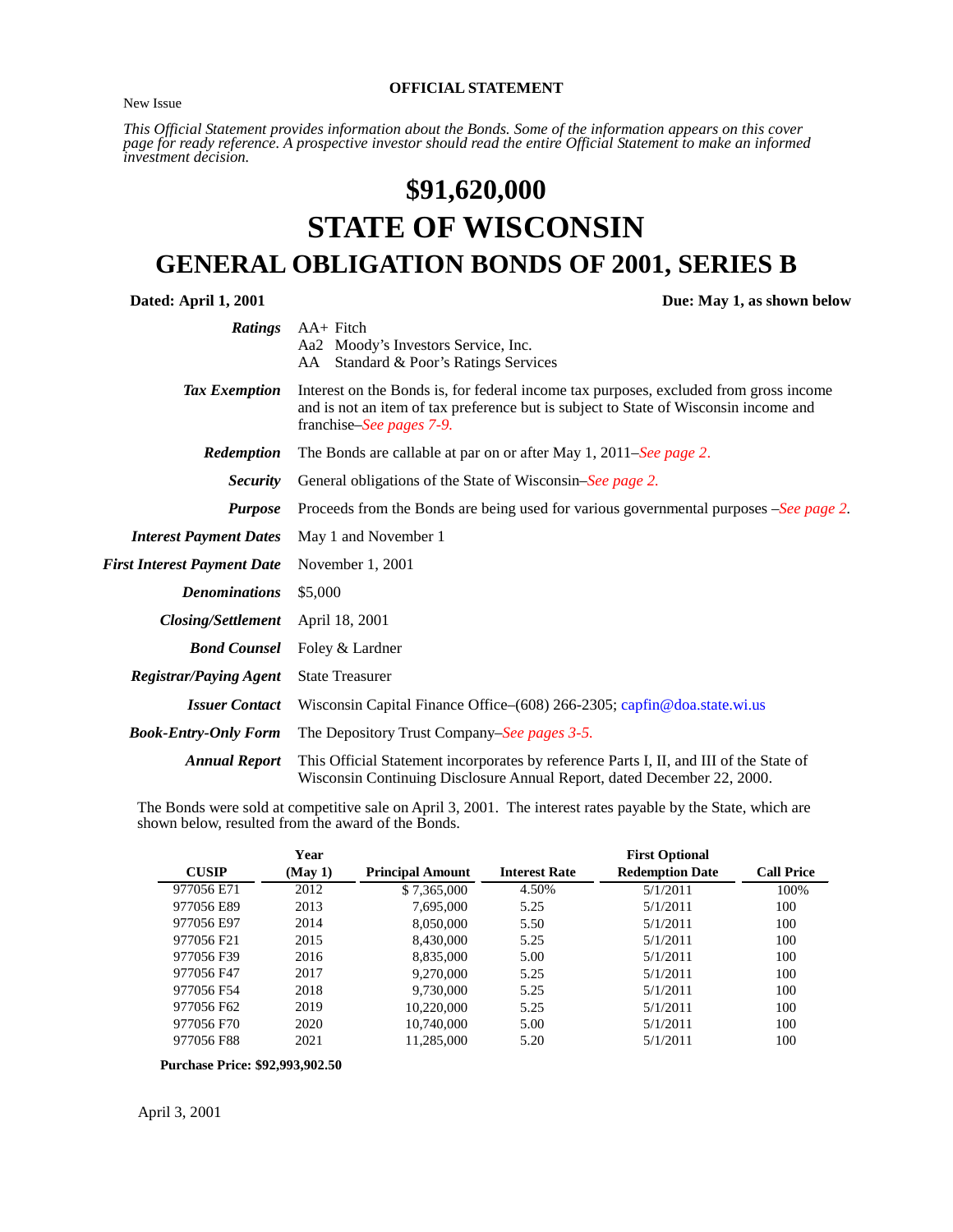**OFFICIAL STATEMENT**

New Issue

*This Official Statement provides information about the Bonds. Some of the information appears on this cover page for ready reference. A prospective investor should read the entire Official Statement to make an informed investment decision.*

# $91,620,000

# STATE OF WISCONSIN

## GENERAL OBLIGATION BONDS OF 2001, SERIES B

**Dated: April 1, 2001** **Due: May 1, as shown below**

| | |
|---|---|
| ***Ratings*** | AA+ Fitch<br>Aa2 Moody's Investors Service, Inc.<br>AA Standard & Poor's Ratings Services |
| ***Tax Exemption*** | Interest on the Bonds is, for federal income tax purposes, excluded from gross income and is not an item of tax preference but is subject to State of Wisconsin income and franchise–*See pages 7-9.* |
| ***Redemption*** | The Bonds are callable at par on or after May 1, 2011–*See page 2.* |
| ***Security*** | General obligations of the State of Wisconsin–*See page 2.* |
| ***Purpose*** | Proceeds from the Bonds are being used for various governmental purposes –*See page 2.* |
| ***Interest Payment Dates*** | May 1 and November 1 |
| ***First Interest Payment Date*** | November 1, 2001 |
| ***Denominations*** | $5,000 |
| ***Closing/Settlement*** | April 18, 2001 |
| ***Bond Counsel*** | Foley & Lardner |
| ***Registrar/Paying Agent*** | State Treasurer |
| ***Issuer Contact*** | Wisconsin Capital Finance Office–(608) 266-2305; capfin@doa.state.wi.us |
| ***Book-Entry-Only Form*** | The Depository Trust Company–*See pages 3-5.* |
| ***Annual Report*** | This Official Statement incorporates by reference Parts I, II, and III of the State of Wisconsin Continuing Disclosure Annual Report, dated December 22, 2000. |

The Bonds were sold at competitive sale on April 3, 2001. The interest rates payable by the State, which are shown below, resulted from the award of the Bonds.

| CUSIP | Year (May 1) | Principal Amount | Interest Rate | First Optional Redemption Date | Call Price |
|---|---|---|---|---|---|
| 977056 E71 | 2012 | $ 7,365,000 | 4.50% | 5/1/2011 | 100% |
| 977056 E89 | 2013 | 7,695,000 | 5.25 | 5/1/2011 | 100 |
| 977056 E97 | 2014 | 8,050,000 | 5.50 | 5/1/2011 | 100 |
| 977056 F21 | 2015 | 8,430,000 | 5.25 | 5/1/2011 | 100 |
| 977056 F39 | 2016 | 8,835,000 | 5.00 | 5/1/2011 | 100 |
| 977056 F47 | 2017 | 9,270,000 | 5.25 | 5/1/2011 | 100 |
| 977056 F54 | 2018 | 9,730,000 | 5.25 | 5/1/2011 | 100 |
| 977056 F62 | 2019 | 10,220,000 | 5.25 | 5/1/2011 | 100 |
| 977056 F70 | 2020 | 10,740,000 | 5.00 | 5/1/2011 | 100 |
| 977056 F88 | 2021 | 11,285,000 | 5.20 | 5/1/2011 | 100 |

**Purchase Price: $92,993,902.50**

April 3, 2001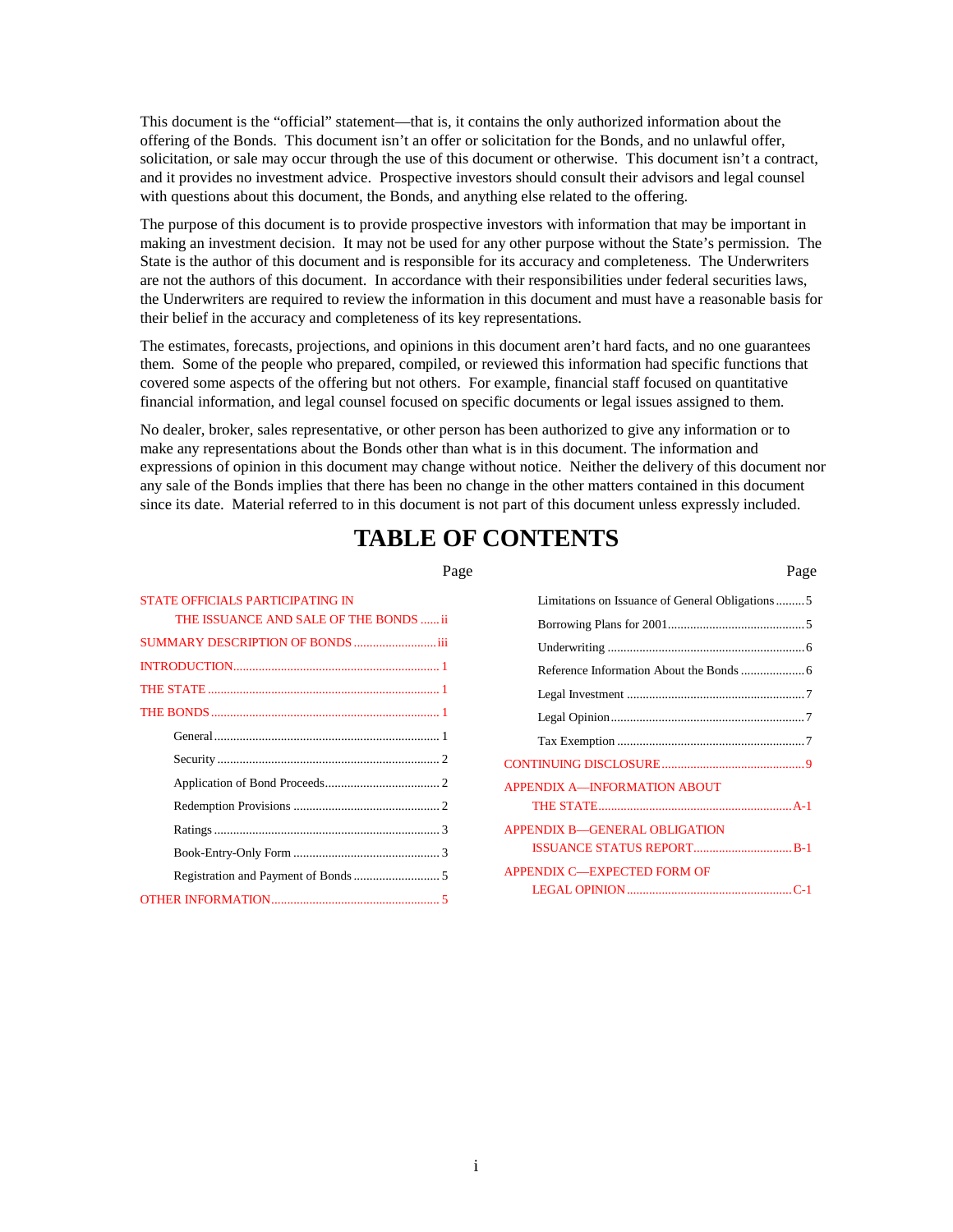This document is the "official" statement—that is, it contains the only authorized information about the offering of the Bonds. This document isn't an offer or solicitation for the Bonds, and no unlawful offer, solicitation, or sale may occur through the use of this document or otherwise. This document isn't a contract, and it provides no investment advice. Prospective investors should consult their advisors and legal counsel with questions about this document, the Bonds, and anything else related to the offering.

The purpose of this document is to provide prospective investors with information that may be important in making an investment decision. It may not be used for any other purpose without the State's permission. The State is the author of this document and is responsible for its accuracy and completeness. The Underwriters are not the authors of this document. In accordance with their responsibilities under federal securities laws, the Underwriters are required to review the information in this document and must have a reasonable basis for their belief in the accuracy and completeness of its key representations.

The estimates, forecasts, projections, and opinions in this document aren't hard facts, and no one guarantees them. Some of the people who prepared, compiled, or reviewed this information had specific functions that covered some aspects of the offering but not others. For example, financial staff focused on quantitative financial information, and legal counsel focused on specific documents or legal issues assigned to them.

No dealer, broker, sales representative, or other person has been authorized to give any information or to make any representations about the Bonds other than what is in this document. The information and expressions of opinion in this document may change without notice. Neither the delivery of this document nor any sale of the Bonds implies that there has been no change in the other matters contained in this document since its date. Material referred to in this document is not part of this document unless expressly included.

# TABLE OF CONTENTS

| | Page |
|---|---|
| STATE OFFICIALS PARTICIPATING IN THE ISSUANCE AND SALE OF THE BONDS | ii |
| SUMMARY DESCRIPTION OF BONDS | iii |
| INTRODUCTION | 1 |
| THE STATE | 1 |
| THE BONDS | 1 |
| General | 1 |
| Security | 2 |
| Application of Bond Proceeds | 2 |
| Redemption Provisions | 2 |
| Ratings | 3 |
| Book-Entry-Only Form | 3 |
| Registration and Payment of Bonds | 5 |
| OTHER INFORMATION | 5 |
| Limitations on Issuance of General Obligations | 5 |
| Borrowing Plans for 2001 | 5 |
| Underwriting | 6 |
| Reference Information About the Bonds | 6 |
| Legal Investment | 7 |
| Legal Opinion | 7 |
| Tax Exemption | 7 |
| CONTINUING DISCLOSURE | 9 |
| APPENDIX A—INFORMATION ABOUT THE STATE | A-1 |
| APPENDIX B—GENERAL OBLIGATION ISSUANCE STATUS REPORT | B-1 |
| APPENDIX C—EXPECTED FORM OF LEGAL OPINION | C-1 |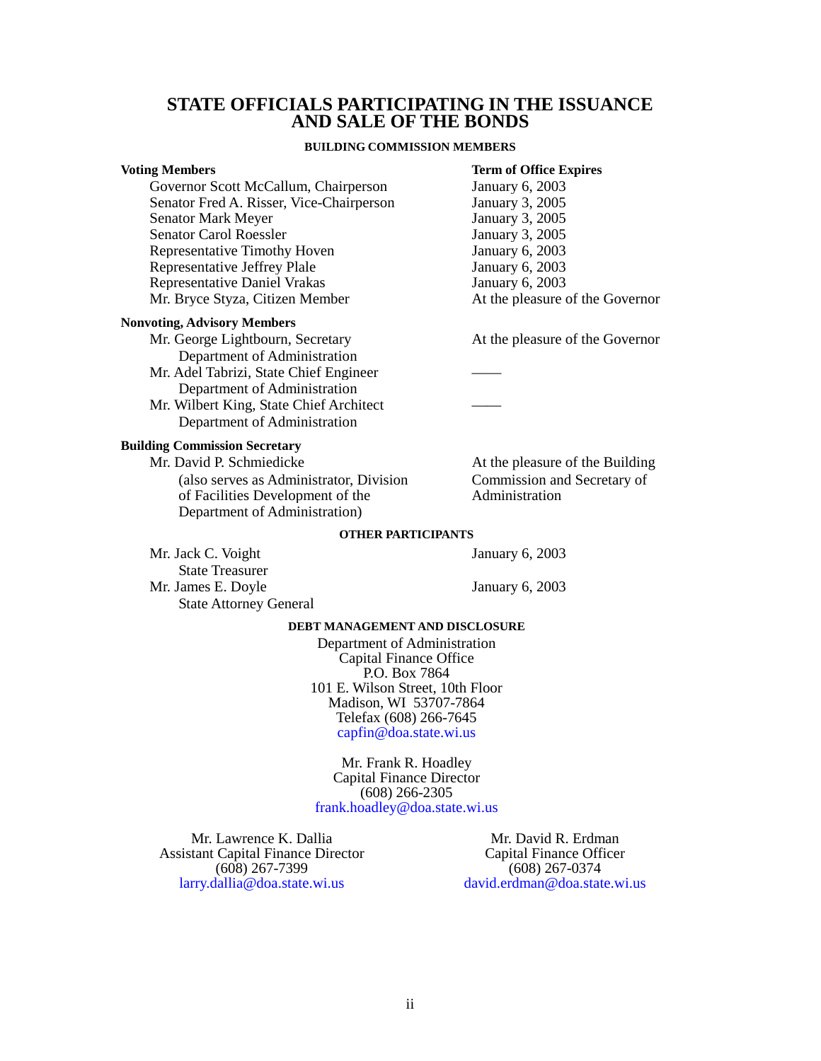# STATE OFFICIALS PARTICIPATING IN THE ISSUANCE AND SALE OF THE BONDS

### BUILDING COMMISSION MEMBERS

| **Voting Members** | **Term of Office Expires** |
|---|---|
| Governor Scott McCallum, Chairperson | January 6, 2003 |
| Senator Fred A. Risser, Vice-Chairperson | January 3, 2005 |
| Senator Mark Meyer | January 3, 2005 |
| Senator Carol Roessler | January 3, 2005 |
| Representative Timothy Hoven | January 6, 2003 |
| Representative Jeffrey Plale | January 6, 2003 |
| Representative Daniel Vrakas | January 6, 2003 |
| Mr. Bryce Styza, Citizen Member | At the pleasure of the Governor |
| **Nonvoting, Advisory Members** | |
| Mr. George Lightbourn, Secretary<br>Department of Administration | At the pleasure of the Governor |
| Mr. Adel Tabrizi, State Chief Engineer<br>Department of Administration | —— |
| Mr. Wilbert King, State Chief Architect<br>Department of Administration | —— |
| **Building Commission Secretary** | |
| Mr. David P. Schmiedicke<br>(also serves as Administrator, Division of Facilities Development of the Department of Administration) | At the pleasure of the Building Commission and Secretary of Administration |

### OTHER PARTICIPANTS

| | |
|---|---|
| Mr. Jack C. Voight<br>State Treasurer | January 6, 2003 |
| Mr. James E. Doyle<br>State Attorney General | January 6, 2003 |

### DEBT MANAGEMENT AND DISCLOSURE

Department of Administration
Capital Finance Office
P.O. Box 7864
101 E. Wilson Street, 10th Floor
Madison, WI 53707-7864
Telefax (608) 266-7645
capfin@doa.state.wi.us

Mr. Frank R. Hoadley
Capital Finance Director
(608) 266-2305
frank.hoadley@doa.state.wi.us

Mr. Lawrence K. Dallia
Assistant Capital Finance Director
(608) 267-7399
larry.dallia@doa.state.wi.us

Mr. David R. Erdman
Capital Finance Officer
(608) 267-0374
david.erdman@doa.state.wi.us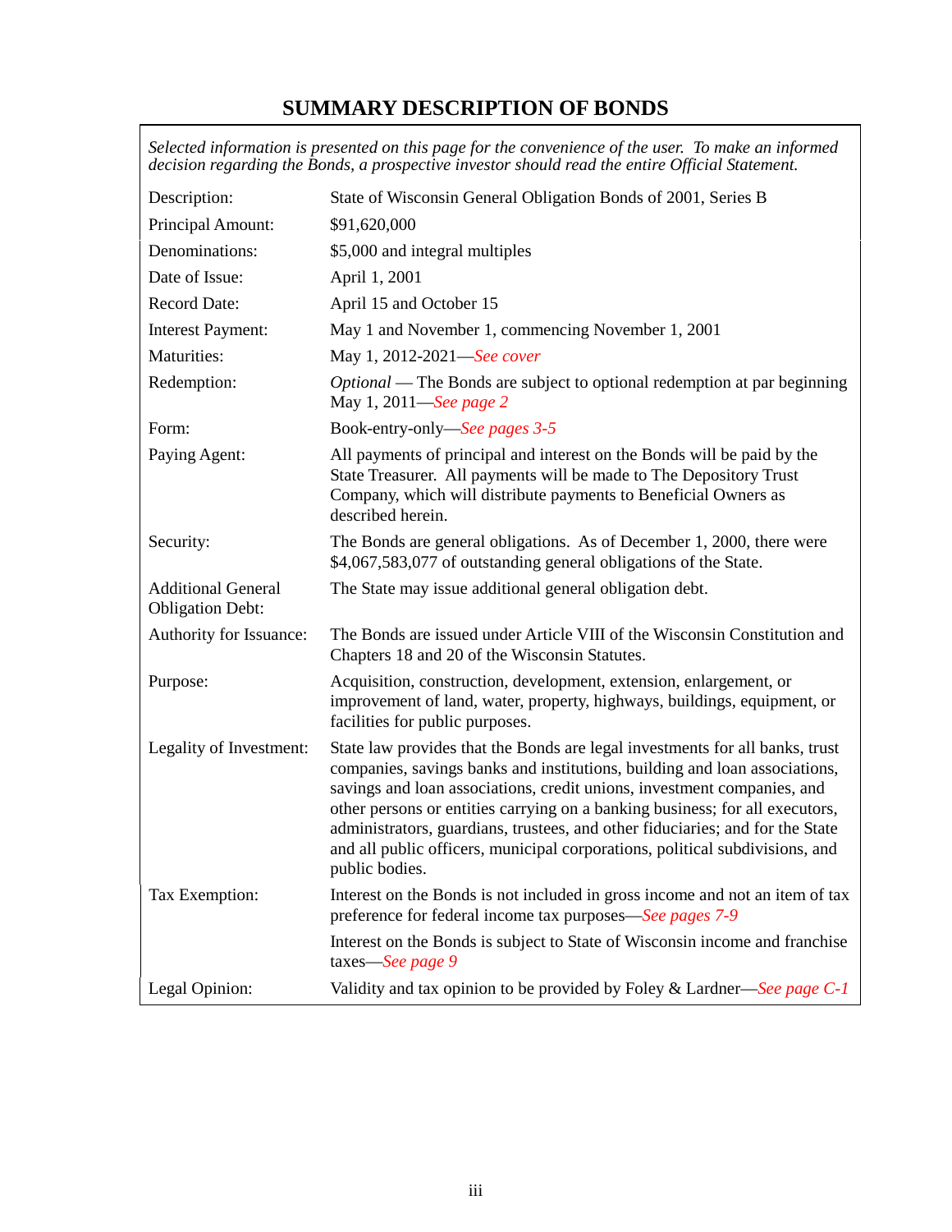# SUMMARY DESCRIPTION OF BONDS

*Selected information is presented on this page for the convenience of the user. To make an informed decision regarding the Bonds, a prospective investor should read the entire Official Statement.*

| | |
|---|---|
| Description: | State of Wisconsin General Obligation Bonds of 2001, Series B |
| Principal Amount: | $91,620,000 |
| Denominations: | $5,000 and integral multiples |
| Date of Issue: | April 1, 2001 |
| Record Date: | April 15 and October 15 |
| Interest Payment: | May 1 and November 1, commencing November 1, 2001 |
| Maturities: | May 1, 2012-2021—*See cover* |
| Redemption: | *Optional* — The Bonds are subject to optional redemption at par beginning May 1, 2011—*See page 2* |
| Form: | Book-entry-only—*See pages 3-5* |
| Paying Agent: | All payments of principal and interest on the Bonds will be paid by the State Treasurer. All payments will be made to The Depository Trust Company, which will distribute payments to Beneficial Owners as described herein. |
| Security: | The Bonds are general obligations. As of December 1, 2000, there were $4,067,583,077 of outstanding general obligations of the State. |
| Additional General Obligation Debt: | The State may issue additional general obligation debt. |
| Authority for Issuance: | The Bonds are issued under Article VIII of the Wisconsin Constitution and Chapters 18 and 20 of the Wisconsin Statutes. |
| Purpose: | Acquisition, construction, development, extension, enlargement, or improvement of land, water, property, highways, buildings, equipment, or facilities for public purposes. |
| Legality of Investment: | State law provides that the Bonds are legal investments for all banks, trust companies, savings banks and institutions, building and loan associations, savings and loan associations, credit unions, investment companies, and other persons or entities carrying on a banking business; for all executors, administrators, guardians, trustees, and other fiduciaries; and for the State and all public officers, municipal corporations, political subdivisions, and public bodies. |
| Tax Exemption: | Interest on the Bonds is not included in gross income and not an item of tax preference for federal income tax purposes—*See pages 7-9* |
| | Interest on the Bonds is subject to State of Wisconsin income and franchise taxes—*See page 9* |
| Legal Opinion: | Validity and tax opinion to be provided by Foley & Lardner—*See page C-1* |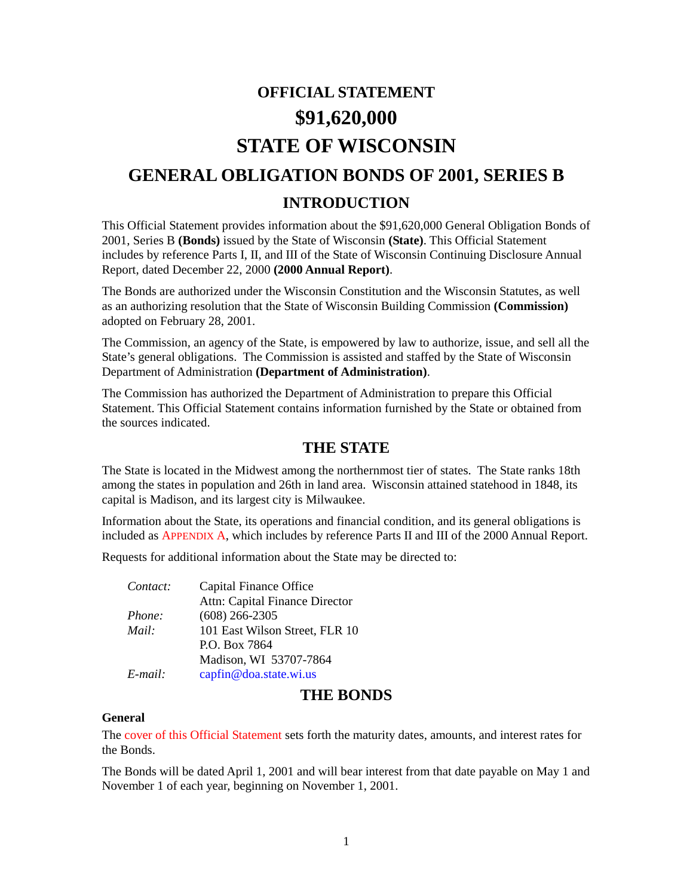# OFFICIAL STATEMENT

# $91,620,000

# STATE OF WISCONSIN

# GENERAL OBLIGATION BONDS OF 2001, SERIES B

## INTRODUCTION

This Official Statement provides information about the $91,620,000 General Obligation Bonds of 2001, Series B **(Bonds)** issued by the State of Wisconsin **(State)**. This Official Statement includes by reference Parts I, II, and III of the State of Wisconsin Continuing Disclosure Annual Report, dated December 22, 2000 **(2000 Annual Report)**.

The Bonds are authorized under the Wisconsin Constitution and the Wisconsin Statutes, as well as an authorizing resolution that the State of Wisconsin Building Commission **(Commission)** adopted on February 28, 2001.

The Commission, an agency of the State, is empowered by law to authorize, issue, and sell all the State's general obligations. The Commission is assisted and staffed by the State of Wisconsin Department of Administration **(Department of Administration)**.

The Commission has authorized the Department of Administration to prepare this Official Statement. This Official Statement contains information furnished by the State or obtained from the sources indicated.

## THE STATE

The State is located in the Midwest among the northernmost tier of states. The State ranks 18th among the states in population and 26th in land area. Wisconsin attained statehood in 1848, its capital is Madison, and its largest city is Milwaukee.

Information about the State, its operations and financial condition, and its general obligations is included as APPENDIX A, which includes by reference Parts II and III of the 2000 Annual Report.

Requests for additional information about the State may be directed to:

| | |
|---|---|
| *Contact:* | Capital Finance Office<br>Attn: Capital Finance Director |
| *Phone:* | (608) 266-2305 |
| *Mail:* | 101 East Wilson Street, FLR 10<br>P.O. Box 7864<br>Madison, WI 53707-7864 |
| *E-mail:* | capfin@doa.state.wi.us |

## THE BONDS

### General

The cover of this Official Statement sets forth the maturity dates, amounts, and interest rates for the Bonds.

The Bonds will be dated April 1, 2001 and will bear interest from that date payable on May 1 and November 1 of each year, beginning on November 1, 2001.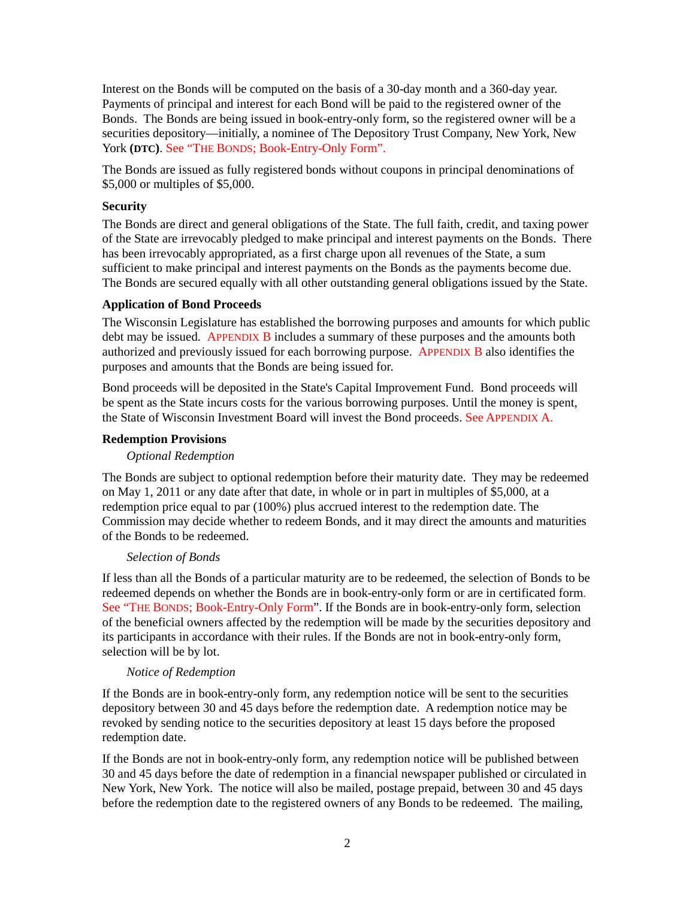Interest on the Bonds will be computed on the basis of a 30-day month and a 360-day year. Payments of principal and interest for each Bond will be paid to the registered owner of the Bonds. The Bonds are being issued in book-entry-only form, so the registered owner will be a securities depository—initially, a nominee of The Depository Trust Company, New York, New York **(DTC)**. See "THE BONDS; Book-Entry-Only Form".

The Bonds are issued as fully registered bonds without coupons in principal denominations of $5,000 or multiples of $5,000.

**Security**

The Bonds are direct and general obligations of the State. The full faith, credit, and taxing power of the State are irrevocably pledged to make principal and interest payments on the Bonds. There has been irrevocably appropriated, as a first charge upon all revenues of the State, a sum sufficient to make principal and interest payments on the Bonds as the payments become due. The Bonds are secured equally with all other outstanding general obligations issued by the State.

**Application of Bond Proceeds**

The Wisconsin Legislature has established the borrowing purposes and amounts for which public debt may be issued. APPENDIX B includes a summary of these purposes and the amounts both authorized and previously issued for each borrowing purpose. APPENDIX B also identifies the purposes and amounts that the Bonds are being issued for.

Bond proceeds will be deposited in the State's Capital Improvement Fund. Bond proceeds will be spent as the State incurs costs for the various borrowing purposes. Until the money is spent, the State of Wisconsin Investment Board will invest the Bond proceeds. See APPENDIX A.

**Redemption Provisions**

*Optional Redemption*

The Bonds are subject to optional redemption before their maturity date. They may be redeemed on May 1, 2011 or any date after that date, in whole or in part in multiples of $5,000, at a redemption price equal to par (100%) plus accrued interest to the redemption date. The Commission may decide whether to redeem Bonds, and it may direct the amounts and maturities of the Bonds to be redeemed.

*Selection of Bonds*

If less than all the Bonds of a particular maturity are to be redeemed, the selection of Bonds to be redeemed depends on whether the Bonds are in book-entry-only form or are in certificated form. See "THE BONDS; Book-Entry-Only Form". If the Bonds are in book-entry-only form, selection of the beneficial owners affected by the redemption will be made by the securities depository and its participants in accordance with their rules. If the Bonds are not in book-entry-only form, selection will be by lot.

*Notice of Redemption*

If the Bonds are in book-entry-only form, any redemption notice will be sent to the securities depository between 30 and 45 days before the redemption date. A redemption notice may be revoked by sending notice to the securities depository at least 15 days before the proposed redemption date.

If the Bonds are not in book-entry-only form, any redemption notice will be published between 30 and 45 days before the date of redemption in a financial newspaper published or circulated in New York, New York. The notice will also be mailed, postage prepaid, between 30 and 45 days before the redemption date to the registered owners of any Bonds to be redeemed. The mailing,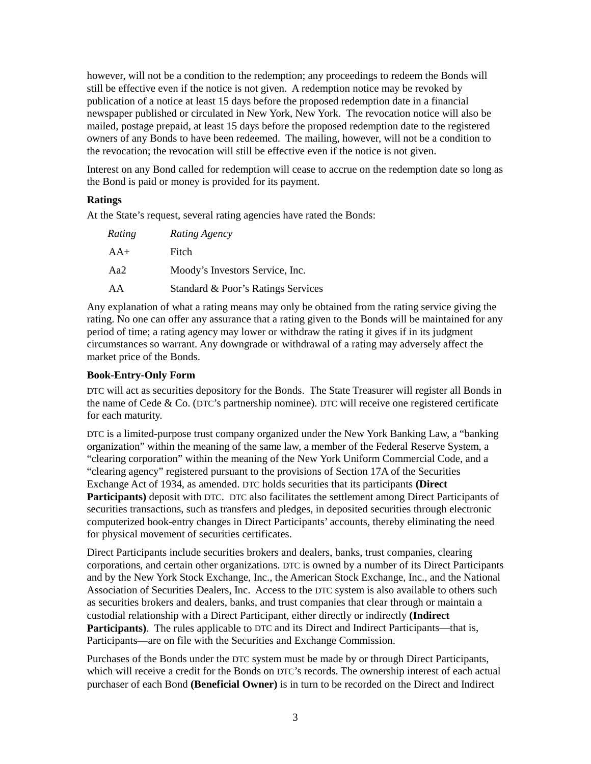however, will not be a condition to the redemption; any proceedings to redeem the Bonds will still be effective even if the notice is not given. A redemption notice may be revoked by publication of a notice at least 15 days before the proposed redemption date in a financial newspaper published or circulated in New York, New York. The revocation notice will also be mailed, postage prepaid, at least 15 days before the proposed redemption date to the registered owners of any Bonds to have been redeemed. The mailing, however, will not be a condition to the revocation; the revocation will still be effective even if the notice is not given.

Interest on any Bond called for redemption will cease to accrue on the redemption date so long as the Bond is paid or money is provided for its payment.

### Ratings

At the State's request, several rating agencies have rated the Bonds:

| *Rating* | *Rating Agency* |
|---|---|
| AA+ | Fitch |
| Aa2 | Moody's Investors Service, Inc. |
| AA | Standard & Poor's Ratings Services |

Any explanation of what a rating means may only be obtained from the rating service giving the rating. No one can offer any assurance that a rating given to the Bonds will be maintained for any period of time; a rating agency may lower or withdraw the rating it gives if in its judgment circumstances so warrant. Any downgrade or withdrawal of a rating may adversely affect the market price of the Bonds.

### Book-Entry-Only Form

DTC will act as securities depository for the Bonds. The State Treasurer will register all Bonds in the name of Cede & Co. (DTC's partnership nominee). DTC will receive one registered certificate for each maturity.

DTC is a limited-purpose trust company organized under the New York Banking Law, a "banking organization" within the meaning of the same law, a member of the Federal Reserve System, a "clearing corporation" within the meaning of the New York Uniform Commercial Code, and a "clearing agency" registered pursuant to the provisions of Section 17A of the Securities Exchange Act of 1934, as amended. DTC holds securities that its participants **(Direct Participants)** deposit with DTC. DTC also facilitates the settlement among Direct Participants of securities transactions, such as transfers and pledges, in deposited securities through electronic computerized book-entry changes in Direct Participants' accounts, thereby eliminating the need for physical movement of securities certificates.

Direct Participants include securities brokers and dealers, banks, trust companies, clearing corporations, and certain other organizations. DTC is owned by a number of its Direct Participants and by the New York Stock Exchange, Inc., the American Stock Exchange, Inc., and the National Association of Securities Dealers, Inc. Access to the DTC system is also available to others such as securities brokers and dealers, banks, and trust companies that clear through or maintain a custodial relationship with a Direct Participant, either directly or indirectly **(Indirect Participants)**. The rules applicable to DTC and its Direct and Indirect Participants—that is, Participants—are on file with the Securities and Exchange Commission.

Purchases of the Bonds under the DTC system must be made by or through Direct Participants, which will receive a credit for the Bonds on DTC's records. The ownership interest of each actual purchaser of each Bond **(Beneficial Owner)** is in turn to be recorded on the Direct and Indirect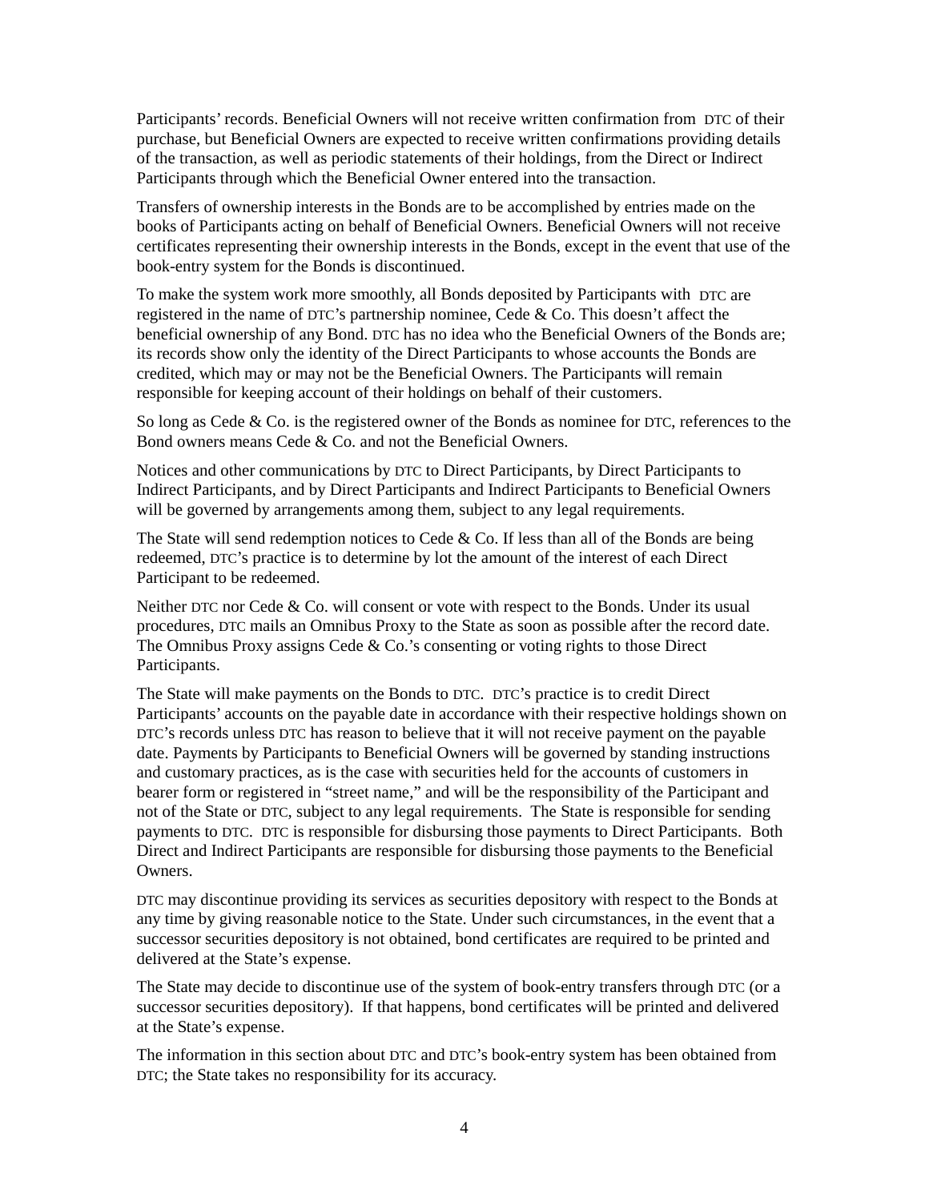Participants' records. Beneficial Owners will not receive written confirmation from DTC of their purchase, but Beneficial Owners are expected to receive written confirmations providing details of the transaction, as well as periodic statements of their holdings, from the Direct or Indirect Participants through which the Beneficial Owner entered into the transaction.

Transfers of ownership interests in the Bonds are to be accomplished by entries made on the books of Participants acting on behalf of Beneficial Owners. Beneficial Owners will not receive certificates representing their ownership interests in the Bonds, except in the event that use of the book-entry system for the Bonds is discontinued.

To make the system work more smoothly, all Bonds deposited by Participants with DTC are registered in the name of DTC's partnership nominee, Cede & Co. This doesn't affect the beneficial ownership of any Bond. DTC has no idea who the Beneficial Owners of the Bonds are; its records show only the identity of the Direct Participants to whose accounts the Bonds are credited, which may or may not be the Beneficial Owners. The Participants will remain responsible for keeping account of their holdings on behalf of their customers.

So long as Cede & Co. is the registered owner of the Bonds as nominee for DTC, references to the Bond owners means Cede & Co. and not the Beneficial Owners.

Notices and other communications by DTC to Direct Participants, by Direct Participants to Indirect Participants, and by Direct Participants and Indirect Participants to Beneficial Owners will be governed by arrangements among them, subject to any legal requirements.

The State will send redemption notices to Cede & Co. If less than all of the Bonds are being redeemed, DTC's practice is to determine by lot the amount of the interest of each Direct Participant to be redeemed.

Neither DTC nor Cede & Co. will consent or vote with respect to the Bonds. Under its usual procedures, DTC mails an Omnibus Proxy to the State as soon as possible after the record date. The Omnibus Proxy assigns Cede & Co.'s consenting or voting rights to those Direct Participants.

The State will make payments on the Bonds to DTC. DTC's practice is to credit Direct Participants' accounts on the payable date in accordance with their respective holdings shown on DTC's records unless DTC has reason to believe that it will not receive payment on the payable date. Payments by Participants to Beneficial Owners will be governed by standing instructions and customary practices, as is the case with securities held for the accounts of customers in bearer form or registered in "street name," and will be the responsibility of the Participant and not of the State or DTC, subject to any legal requirements. The State is responsible for sending payments to DTC. DTC is responsible for disbursing those payments to Direct Participants. Both Direct and Indirect Participants are responsible for disbursing those payments to the Beneficial Owners.

DTC may discontinue providing its services as securities depository with respect to the Bonds at any time by giving reasonable notice to the State. Under such circumstances, in the event that a successor securities depository is not obtained, bond certificates are required to be printed and delivered at the State's expense.

The State may decide to discontinue use of the system of book-entry transfers through DTC (or a successor securities depository). If that happens, bond certificates will be printed and delivered at the State's expense.

The information in this section about DTC and DTC's book-entry system has been obtained from DTC; the State takes no responsibility for its accuracy.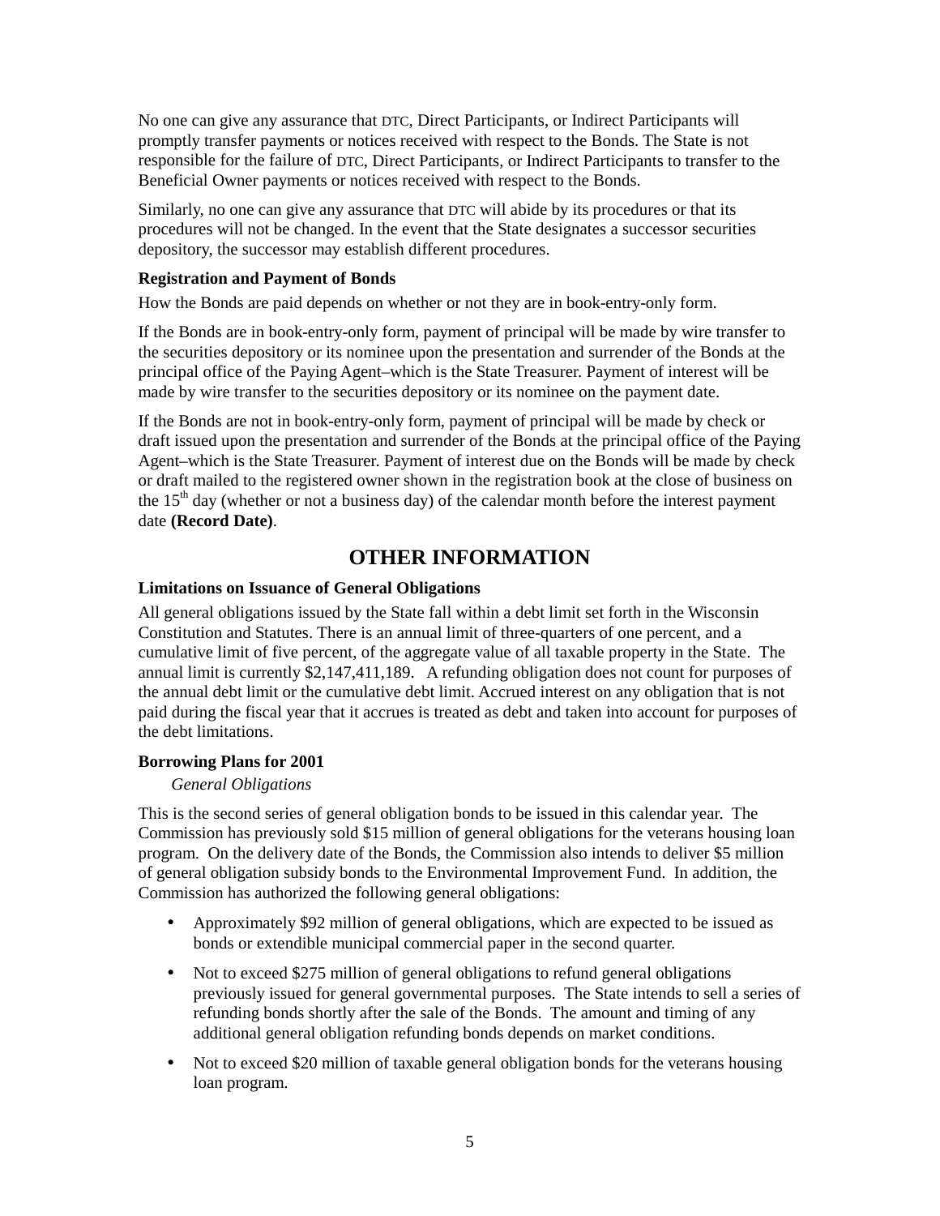No one can give any assurance that DTC, Direct Participants, or Indirect Participants will promptly transfer payments or notices received with respect to the Bonds. The State is not responsible for the failure of DTC, Direct Participants, or Indirect Participants to transfer to the Beneficial Owner payments or notices received with respect to the Bonds.

Similarly, no one can give any assurance that DTC will abide by its procedures or that its procedures will not be changed. In the event that the State designates a successor securities depository, the successor may establish different procedures.

**Registration and Payment of Bonds**

How the Bonds are paid depends on whether or not they are in book-entry-only form.

If the Bonds are in book-entry-only form, payment of principal will be made by wire transfer to the securities depository or its nominee upon the presentation and surrender of the Bonds at the principal office of the Paying Agent–which is the State Treasurer. Payment of interest will be made by wire transfer to the securities depository or its nominee on the payment date.

If the Bonds are not in book-entry-only form, payment of principal will be made by check or draft issued upon the presentation and surrender of the Bonds at the principal office of the Paying Agent–which is the State Treasurer. Payment of interest due on the Bonds will be made by check or draft mailed to the registered owner shown in the registration book at the close of business on the 15th day (whether or not a business day) of the calendar month before the interest payment date **(Record Date)**.

## OTHER INFORMATION

**Limitations on Issuance of General Obligations**

All general obligations issued by the State fall within a debt limit set forth in the Wisconsin Constitution and Statutes. There is an annual limit of three-quarters of one percent, and a cumulative limit of five percent, of the aggregate value of all taxable property in the State. The annual limit is currently $2,147,411,189. A refunding obligation does not count for purposes of the annual debt limit or the cumulative debt limit. Accrued interest on any obligation that is not paid during the fiscal year that it accrues is treated as debt and taken into account for purposes of the debt limitations.

**Borrowing Plans for 2001**

*General Obligations*

This is the second series of general obligation bonds to be issued in this calendar year. The Commission has previously sold $15 million of general obligations for the veterans housing loan program. On the delivery date of the Bonds, the Commission also intends to deliver $5 million of general obligation subsidy bonds to the Environmental Improvement Fund. In addition, the Commission has authorized the following general obligations:

- Approximately $92 million of general obligations, which are expected to be issued as bonds or extendible municipal commercial paper in the second quarter.
- Not to exceed $275 million of general obligations to refund general obligations previously issued for general governmental purposes. The State intends to sell a series of refunding bonds shortly after the sale of the Bonds. The amount and timing of any additional general obligation refunding bonds depends on market conditions.
- Not to exceed $20 million of taxable general obligation bonds for the veterans housing loan program.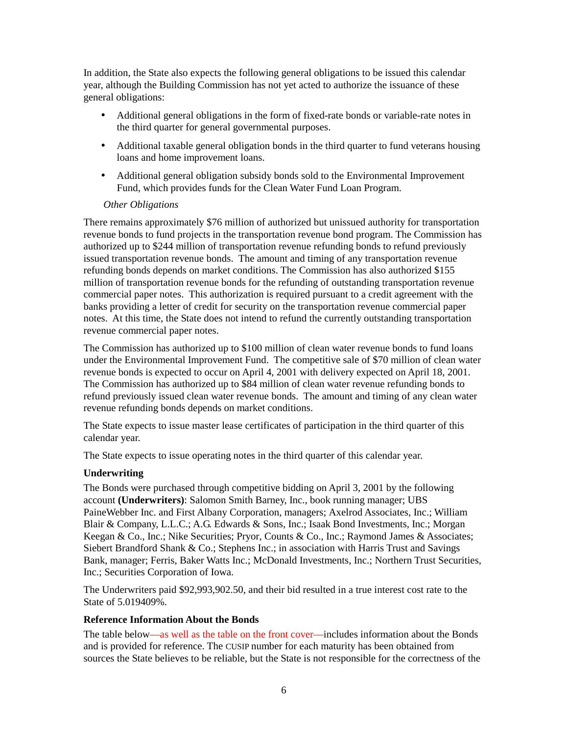In addition, the State also expects the following general obligations to be issued this calendar year, although the Building Commission has not yet acted to authorize the issuance of these general obligations:

- Additional general obligations in the form of fixed-rate bonds or variable-rate notes in the third quarter for general governmental purposes.
- Additional taxable general obligation bonds in the third quarter to fund veterans housing loans and home improvement loans.
- Additional general obligation subsidy bonds sold to the Environmental Improvement Fund, which provides funds for the Clean Water Fund Loan Program.

*Other Obligations*

There remains approximately $76 million of authorized but unissued authority for transportation revenue bonds to fund projects in the transportation revenue bond program. The Commission has authorized up to $244 million of transportation revenue refunding bonds to refund previously issued transportation revenue bonds. The amount and timing of any transportation revenue refunding bonds depends on market conditions. The Commission has also authorized $155 million of transportation revenue bonds for the refunding of outstanding transportation revenue commercial paper notes. This authorization is required pursuant to a credit agreement with the banks providing a letter of credit for security on the transportation revenue commercial paper notes. At this time, the State does not intend to refund the currently outstanding transportation revenue commercial paper notes.

The Commission has authorized up to $100 million of clean water revenue bonds to fund loans under the Environmental Improvement Fund. The competitive sale of $70 million of clean water revenue bonds is expected to occur on April 4, 2001 with delivery expected on April 18, 2001. The Commission has authorized up to $84 million of clean water revenue refunding bonds to refund previously issued clean water revenue bonds. The amount and timing of any clean water revenue refunding bonds depends on market conditions.

The State expects to issue master lease certificates of participation in the third quarter of this calendar year.

The State expects to issue operating notes in the third quarter of this calendar year.

### Underwriting

The Bonds were purchased through competitive bidding on April 3, 2001 by the following account **(Underwriters)**: Salomon Smith Barney, Inc., book running manager; UBS PaineWebber Inc. and First Albany Corporation, managers; Axelrod Associates, Inc.; William Blair & Company, L.L.C.; A.G. Edwards & Sons, Inc.; Isaak Bond Investments, Inc.; Morgan Keegan & Co., Inc.; Nike Securities; Pryor, Counts & Co., Inc.; Raymond James & Associates; Siebert Brandford Shank & Co.; Stephens Inc.; in association with Harris Trust and Savings Bank, manager; Ferris, Baker Watts Inc.; McDonald Investments, Inc.; Northern Trust Securities, Inc.; Securities Corporation of Iowa.

The Underwriters paid $92,993,902.50, and their bid resulted in a true interest cost rate to the State of 5.019409%.

### Reference Information About the Bonds

The table below—as well as the table on the front cover—includes information about the Bonds and is provided for reference. The CUSIP number for each maturity has been obtained from sources the State believes to be reliable, but the State is not responsible for the correctness of the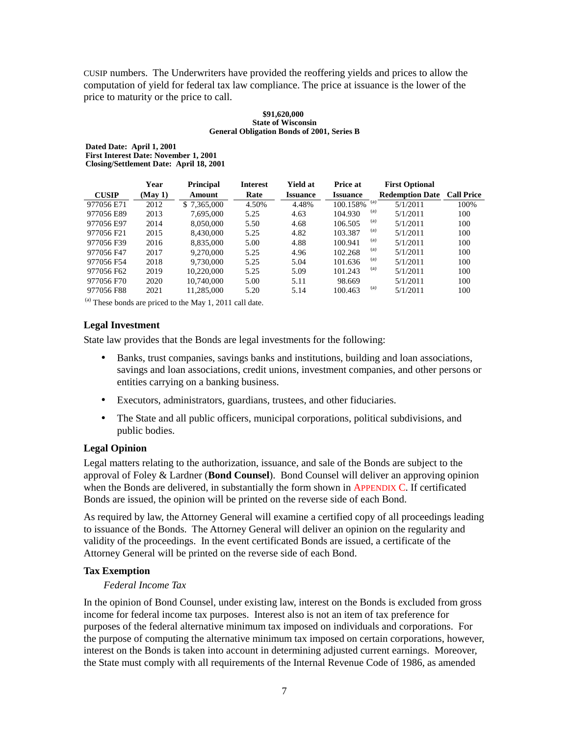CUSIP numbers. The Underwriters have provided the reoffering yields and prices to allow the computation of yield for federal tax law compliance. The price at issuance is the lower of the price to maturity or the price to call.

**$91,620,000**
**State of Wisconsin**
**General Obligation Bonds of 2001, Series B**

**Dated Date: April 1, 2001**
**First Interest Date: November 1, 2001**
**Closing/Settlement Date: April 18, 2001**

| CUSIP | Year (May 1) | Principal Amount | Interest Rate | Yield at Issuance | Price at Issuance | First Optional Redemption Date | Call Price |
|---|---|---|---|---|---|---|---|
| 977056 E71 | 2012 | $ 7,365,000 | 4.50% | 4.48% | 100.158% [(a)] | 5/1/2011 | 100% |
| 977056 E89 | 2013 | 7,695,000 | 5.25 | 4.63 | 104.930 [(a)] | 5/1/2011 | 100 |
| 977056 E97 | 2014 | 8,050,000 | 5.50 | 4.68 | 106.505 [(a)] | 5/1/2011 | 100 |
| 977056 F21 | 2015 | 8,430,000 | 5.25 | 4.82 | 103.387 [(a)] | 5/1/2011 | 100 |
| 977056 F39 | 2016 | 8,835,000 | 5.00 | 4.88 | 100.941 [(a)] | 5/1/2011 | 100 |
| 977056 F47 | 2017 | 9,270,000 | 5.25 | 4.96 | 102.268 [(a)] | 5/1/2011 | 100 |
| 977056 F54 | 2018 | 9,730,000 | 5.25 | 5.04 | 101.636 [(a)] | 5/1/2011 | 100 |
| 977056 F62 | 2019 | 10,220,000 | 5.25 | 5.09 | 101.243 [(a)] | 5/1/2011 | 100 |
| 977056 F70 | 2020 | 10,740,000 | 5.00 | 5.11 | 98.669 | 5/1/2011 | 100 |
| 977056 F88 | 2021 | 11,285,000 | 5.20 | 5.14 | 100.463 [(a)] | 5/1/2011 | 100 |

[(a)] These bonds are priced to the May 1, 2011 call date.

### Legal Investment

State law provides that the Bonds are legal investments for the following:

- Banks, trust companies, savings banks and institutions, building and loan associations, savings and loan associations, credit unions, investment companies, and other persons or entities carrying on a banking business.
- Executors, administrators, guardians, trustees, and other fiduciaries.
- The State and all public officers, municipal corporations, political subdivisions, and public bodies.

### Legal Opinion

Legal matters relating to the authorization, issuance, and sale of the Bonds are subject to the approval of Foley & Lardner (**Bond Counsel**). Bond Counsel will deliver an approving opinion when the Bonds are delivered, in substantially the form shown in APPENDIX C. If certificated Bonds are issued, the opinion will be printed on the reverse side of each Bond.

As required by law, the Attorney General will examine a certified copy of all proceedings leading to issuance of the Bonds. The Attorney General will deliver an opinion on the regularity and validity of the proceedings. In the event certificated Bonds are issued, a certificate of the Attorney General will be printed on the reverse side of each Bond.

### Tax Exemption

*Federal Income Tax*

In the opinion of Bond Counsel, under existing law, interest on the Bonds is excluded from gross income for federal income tax purposes. Interest also is not an item of tax preference for purposes of the federal alternative minimum tax imposed on individuals and corporations. For the purpose of computing the alternative minimum tax imposed on certain corporations, however, interest on the Bonds is taken into account in determining adjusted current earnings. Moreover, the State must comply with all requirements of the Internal Revenue Code of 1986, as amended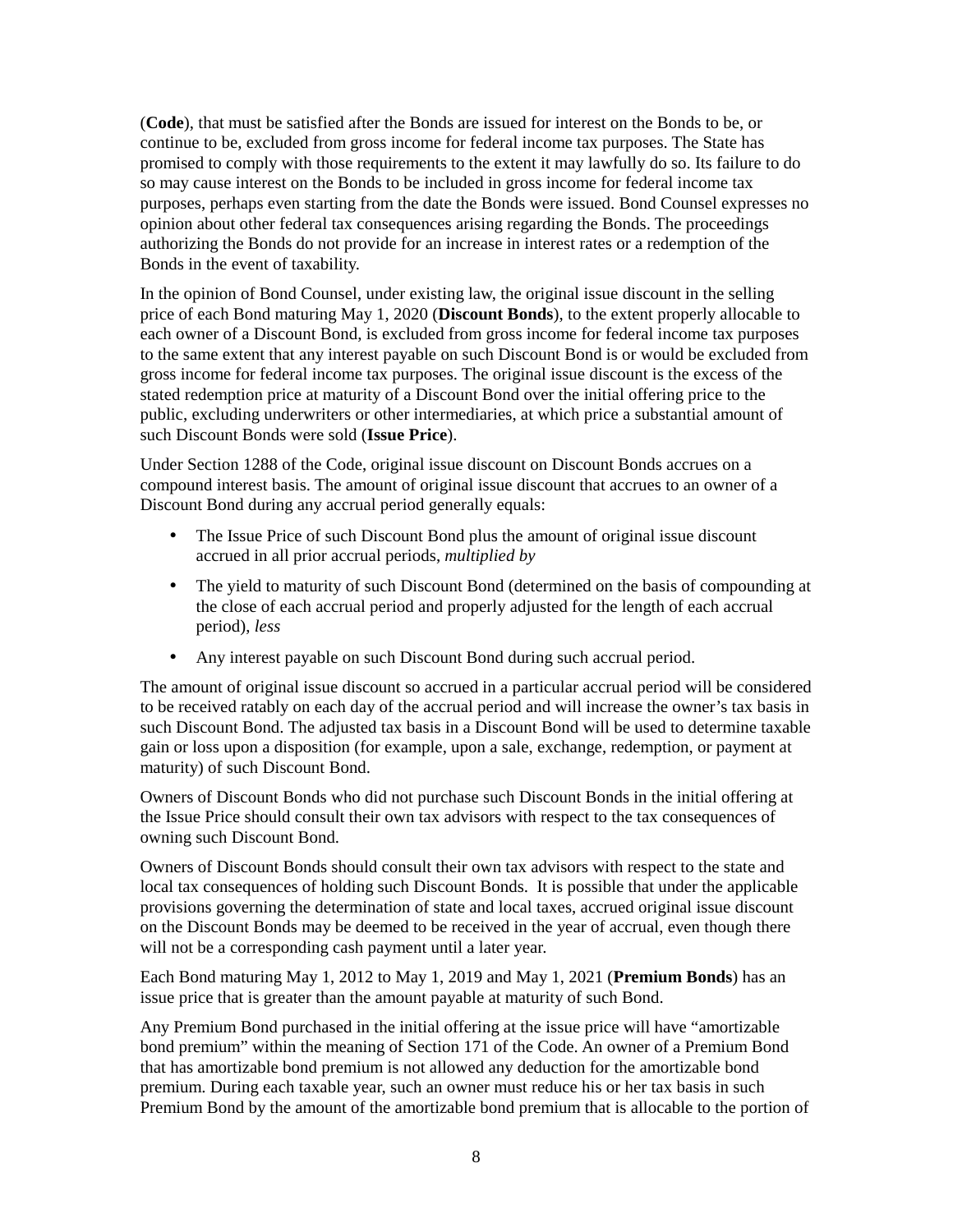(**Code**), that must be satisfied after the Bonds are issued for interest on the Bonds to be, or continue to be, excluded from gross income for federal income tax purposes. The State has promised to comply with those requirements to the extent it may lawfully do so. Its failure to do so may cause interest on the Bonds to be included in gross income for federal income tax purposes, perhaps even starting from the date the Bonds were issued. Bond Counsel expresses no opinion about other federal tax consequences arising regarding the Bonds. The proceedings authorizing the Bonds do not provide for an increase in interest rates or a redemption of the Bonds in the event of taxability.

In the opinion of Bond Counsel, under existing law, the original issue discount in the selling price of each Bond maturing May 1, 2020 (**Discount Bonds**), to the extent properly allocable to each owner of a Discount Bond, is excluded from gross income for federal income tax purposes to the same extent that any interest payable on such Discount Bond is or would be excluded from gross income for federal income tax purposes. The original issue discount is the excess of the stated redemption price at maturity of a Discount Bond over the initial offering price to the public, excluding underwriters or other intermediaries, at which price a substantial amount of such Discount Bonds were sold (**Issue Price**).

Under Section 1288 of the Code, original issue discount on Discount Bonds accrues on a compound interest basis. The amount of original issue discount that accrues to an owner of a Discount Bond during any accrual period generally equals:

- The Issue Price of such Discount Bond plus the amount of original issue discount accrued in all prior accrual periods, *multiplied by*
- The yield to maturity of such Discount Bond (determined on the basis of compounding at the close of each accrual period and properly adjusted for the length of each accrual period), *less*
- Any interest payable on such Discount Bond during such accrual period.

The amount of original issue discount so accrued in a particular accrual period will be considered to be received ratably on each day of the accrual period and will increase the owner's tax basis in such Discount Bond. The adjusted tax basis in a Discount Bond will be used to determine taxable gain or loss upon a disposition (for example, upon a sale, exchange, redemption, or payment at maturity) of such Discount Bond.

Owners of Discount Bonds who did not purchase such Discount Bonds in the initial offering at the Issue Price should consult their own tax advisors with respect to the tax consequences of owning such Discount Bond.

Owners of Discount Bonds should consult their own tax advisors with respect to the state and local tax consequences of holding such Discount Bonds. It is possible that under the applicable provisions governing the determination of state and local taxes, accrued original issue discount on the Discount Bonds may be deemed to be received in the year of accrual, even though there will not be a corresponding cash payment until a later year.

Each Bond maturing May 1, 2012 to May 1, 2019 and May 1, 2021 (**Premium Bonds**) has an issue price that is greater than the amount payable at maturity of such Bond.

Any Premium Bond purchased in the initial offering at the issue price will have "amortizable bond premium" within the meaning of Section 171 of the Code. An owner of a Premium Bond that has amortizable bond premium is not allowed any deduction for the amortizable bond premium. During each taxable year, such an owner must reduce his or her tax basis in such Premium Bond by the amount of the amortizable bond premium that is allocable to the portion of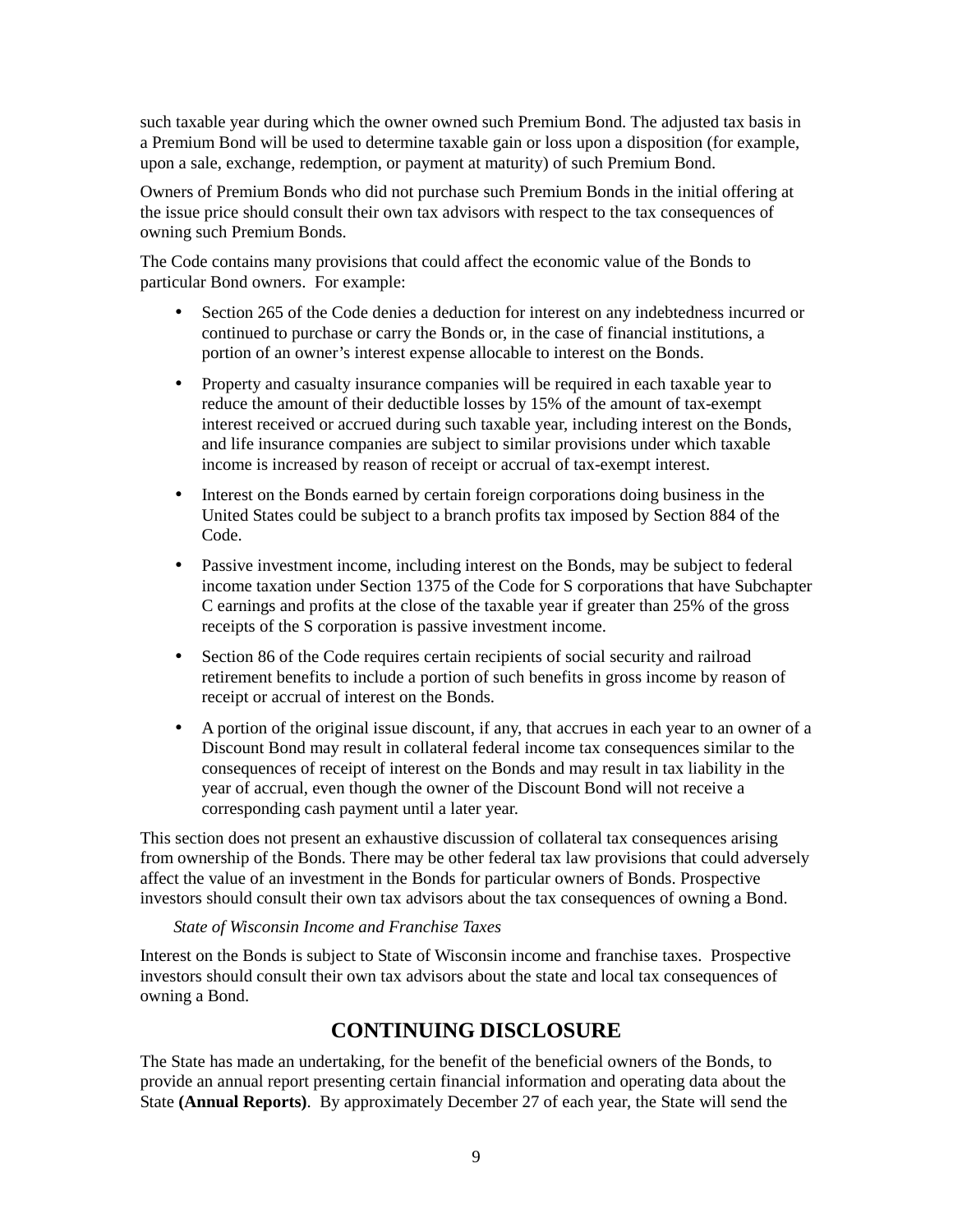such taxable year during which the owner owned such Premium Bond. The adjusted tax basis in a Premium Bond will be used to determine taxable gain or loss upon a disposition (for example, upon a sale, exchange, redemption, or payment at maturity) of such Premium Bond.

Owners of Premium Bonds who did not purchase such Premium Bonds in the initial offering at the issue price should consult their own tax advisors with respect to the tax consequences of owning such Premium Bonds.

The Code contains many provisions that could affect the economic value of the Bonds to particular Bond owners. For example:

- Section 265 of the Code denies a deduction for interest on any indebtedness incurred or continued to purchase or carry the Bonds or, in the case of financial institutions, a portion of an owner's interest expense allocable to interest on the Bonds.
- Property and casualty insurance companies will be required in each taxable year to reduce the amount of their deductible losses by 15% of the amount of tax-exempt interest received or accrued during such taxable year, including interest on the Bonds, and life insurance companies are subject to similar provisions under which taxable income is increased by reason of receipt or accrual of tax-exempt interest.
- Interest on the Bonds earned by certain foreign corporations doing business in the United States could be subject to a branch profits tax imposed by Section 884 of the Code.
- Passive investment income, including interest on the Bonds, may be subject to federal income taxation under Section 1375 of the Code for S corporations that have Subchapter C earnings and profits at the close of the taxable year if greater than 25% of the gross receipts of the S corporation is passive investment income.
- Section 86 of the Code requires certain recipients of social security and railroad retirement benefits to include a portion of such benefits in gross income by reason of receipt or accrual of interest on the Bonds.
- A portion of the original issue discount, if any, that accrues in each year to an owner of a Discount Bond may result in collateral federal income tax consequences similar to the consequences of receipt of interest on the Bonds and may result in tax liability in the year of accrual, even though the owner of the Discount Bond will not receive a corresponding cash payment until a later year.

This section does not present an exhaustive discussion of collateral tax consequences arising from ownership of the Bonds. There may be other federal tax law provisions that could adversely affect the value of an investment in the Bonds for particular owners of Bonds. Prospective investors should consult their own tax advisors about the tax consequences of owning a Bond.

*State of Wisconsin Income and Franchise Taxes*

Interest on the Bonds is subject to State of Wisconsin income and franchise taxes. Prospective investors should consult their own tax advisors about the state and local tax consequences of owning a Bond.

## CONTINUING DISCLOSURE

The State has made an undertaking, for the benefit of the beneficial owners of the Bonds, to provide an annual report presenting certain financial information and operating data about the State **(Annual Reports)**. By approximately December 27 of each year, the State will send the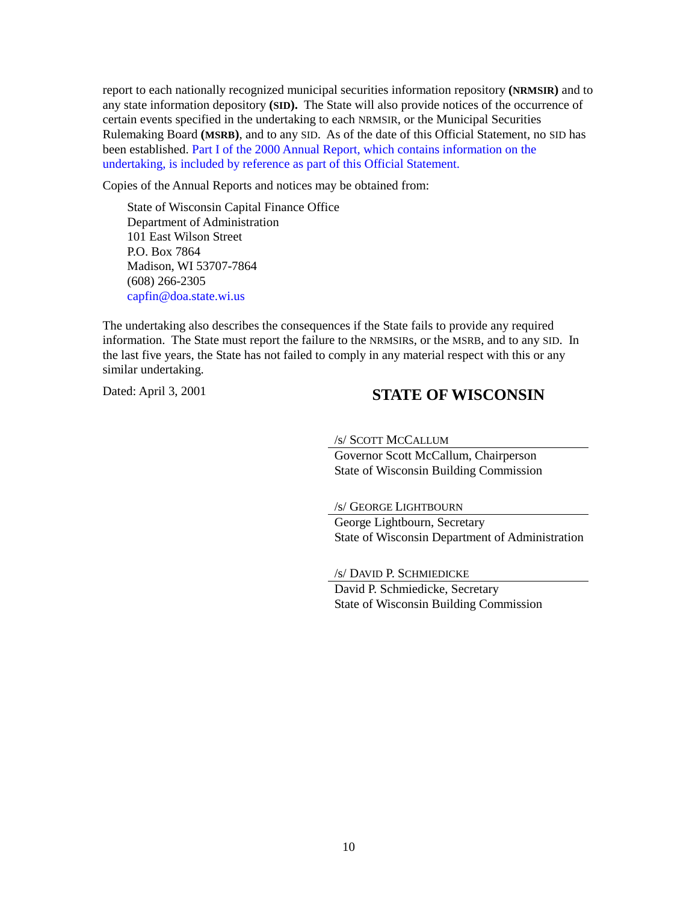report to each nationally recognized municipal securities information repository **(NRMSIR)** and to any state information depository **(SID).** The State will also provide notices of the occurrence of certain events specified in the undertaking to each NRMSIR, or the Municipal Securities Rulemaking Board **(MSRB)**, and to any SID. As of the date of this Official Statement, no SID has been established. Part I of the 2000 Annual Report, which contains information on the undertaking, is included by reference as part of this Official Statement.

Copies of the Annual Reports and notices may be obtained from:

> State of Wisconsin Capital Finance Office
> Department of Administration
> 101 East Wilson Street
> P.O. Box 7864
> Madison, WI 53707-7864
> (608) 266-2305
> capfin@doa.state.wi.us

The undertaking also describes the consequences if the State fails to provide any required information. The State must report the failure to the NRMSIRs, or the MSRB, and to any SID. In the last five years, the State has not failed to comply in any material respect with this or any similar undertaking.

Dated: April 3, 2001

**STATE OF WISCONSIN**

/s/ SCOTT MCCALLUM
Governor Scott McCallum, Chairperson
State of Wisconsin Building Commission

/s/ GEORGE LIGHTBOURN
George Lightbourn, Secretary
State of Wisconsin Department of Administration

/s/ DAVID P. SCHMIEDICKE
David P. Schmiedicke, Secretary
State of Wisconsin Building Commission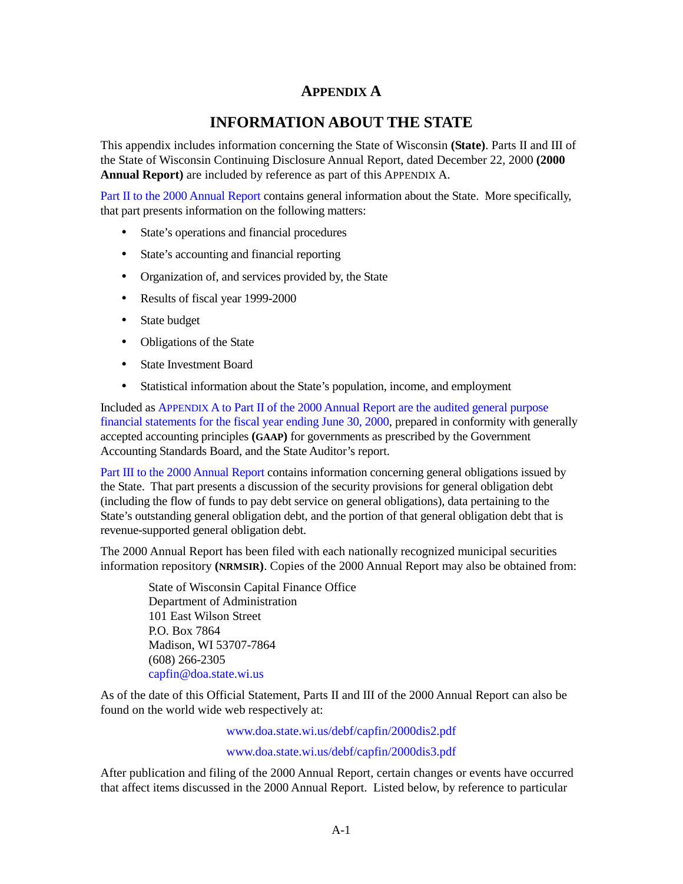# APPENDIX A

## INFORMATION ABOUT THE STATE

This appendix includes information concerning the State of Wisconsin **(State)**. Parts II and III of the State of Wisconsin Continuing Disclosure Annual Report, dated December 22, 2000 **(2000 Annual Report)** are included by reference as part of this APPENDIX A.

Part II to the 2000 Annual Report contains general information about the State. More specifically, that part presents information on the following matters:

- State's operations and financial procedures
- State's accounting and financial reporting
- Organization of, and services provided by, the State
- Results of fiscal year 1999-2000
- State budget
- Obligations of the State
- State Investment Board
- Statistical information about the State's population, income, and employment

Included as APPENDIX A to Part II of the 2000 Annual Report are the audited general purpose financial statements for the fiscal year ending June 30, 2000, prepared in conformity with generally accepted accounting principles **(GAAP)** for governments as prescribed by the Government Accounting Standards Board, and the State Auditor's report.

Part III to the 2000 Annual Report contains information concerning general obligations issued by the State. That part presents a discussion of the security provisions for general obligation debt (including the flow of funds to pay debt service on general obligations), data pertaining to the State's outstanding general obligation debt, and the portion of that general obligation debt that is revenue-supported general obligation debt.

The 2000 Annual Report has been filed with each nationally recognized municipal securities information repository **(NRMSIR)**. Copies of the 2000 Annual Report may also be obtained from:

> State of Wisconsin Capital Finance Office
> Department of Administration
> 101 East Wilson Street
> P.O. Box 7864
> Madison, WI 53707-7864
> (608) 266-2305
> capfin@doa.state.wi.us

As of the date of this Official Statement, Parts II and III of the 2000 Annual Report can also be found on the world wide web respectively at:

www.doa.state.wi.us/debf/capfin/2000dis2.pdf

www.doa.state.wi.us/debf/capfin/2000dis3.pdf

After publication and filing of the 2000 Annual Report, certain changes or events have occurred that affect items discussed in the 2000 Annual Report. Listed below, by reference to particular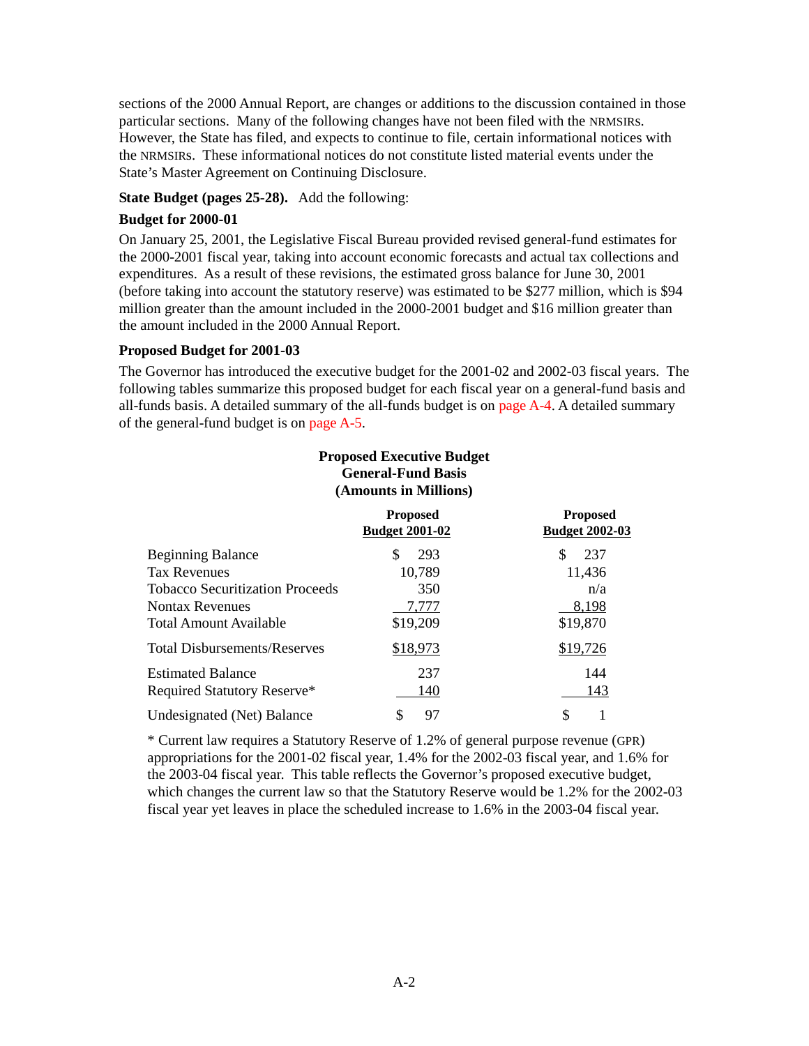sections of the 2000 Annual Report, are changes or additions to the discussion contained in those particular sections. Many of the following changes have not been filed with the NRMSIRs. However, the State has filed, and expects to continue to file, certain informational notices with the NRMSIRs. These informational notices do not constitute listed material events under the State's Master Agreement on Continuing Disclosure.

**State Budget (pages 25-28).** Add the following:

**Budget for 2000-01**

On January 25, 2001, the Legislative Fiscal Bureau provided revised general-fund estimates for the 2000-2001 fiscal year, taking into account economic forecasts and actual tax collections and expenditures. As a result of these revisions, the estimated gross balance for June 30, 2001 (before taking into account the statutory reserve) was estimated to be $277 million, which is $94 million greater than the amount included in the 2000-2001 budget and $16 million greater than the amount included in the 2000 Annual Report.

**Proposed Budget for 2001-03**

The Governor has introduced the executive budget for the 2001-02 and 2002-03 fiscal years. The following tables summarize this proposed budget for each fiscal year on a general-fund basis and all-funds basis. A detailed summary of the all-funds budget is on page A-4. A detailed summary of the general-fund budget is on page A-5.

**Proposed Executive Budget**
**General-Fund Basis**
**(Amounts in Millions)**

| | Proposed Budget 2001-02 | Proposed Budget 2002-03 |
|---|---|---|
| Beginning Balance | $ 293 | $ 237 |
| Tax Revenues | 10,789 | 11,436 |
| Tobacco Securitization Proceeds | 350 | n/a |
| Nontax Revenues | 7,777 | 8,198 |
| Total Amount Available | $19,209 | $19,870 |
| Total Disbursements/Reserves | $18,973 | $19,726 |
| Estimated Balance | 237 | 144 |
| Required Statutory Reserve* | 140 | 143 |
| Undesignated (Net) Balance | $ 97 | $ 1 |

* Current law requires a Statutory Reserve of 1.2% of general purpose revenue (GPR) appropriations for the 2001-02 fiscal year, 1.4% for the 2002-03 fiscal year, and 1.6% for the 2003-04 fiscal year. This table reflects the Governor's proposed executive budget, which changes the current law so that the Statutory Reserve would be 1.2% for the 2002-03 fiscal year yet leaves in place the scheduled increase to 1.6% in the 2003-04 fiscal year.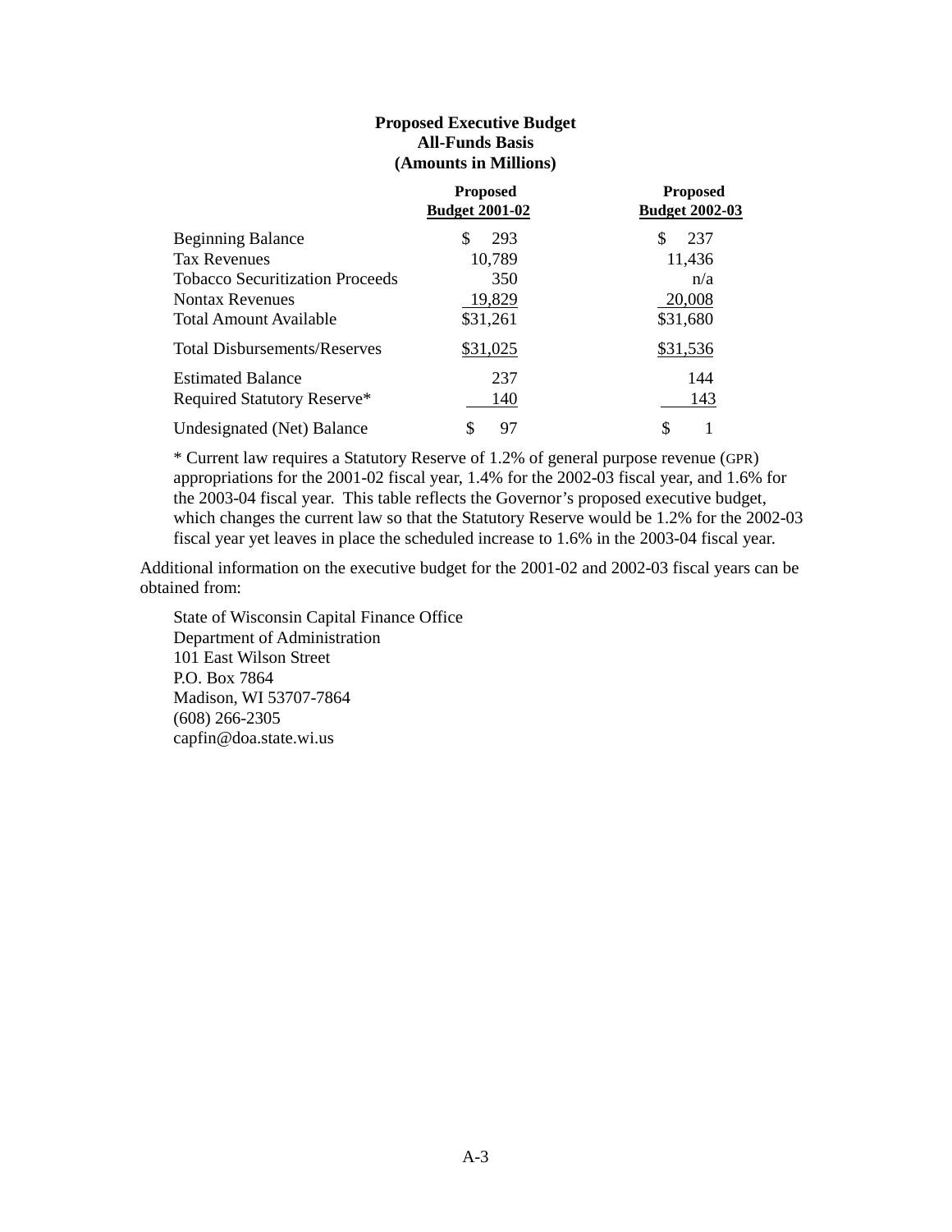**Proposed Executive Budget**
**All-Funds Basis**
**(Amounts in Millions)**

| | Proposed Budget 2001-02 | Proposed Budget 2002-03 |
|---|---|---|
| Beginning Balance | $ 293 | $ 237 |
| Tax Revenues | 10,789 | 11,436 |
| Tobacco Securitization Proceeds | 350 | n/a |
| Nontax Revenues | 19,829 | 20,008 |
| Total Amount Available | $31,261 | $31,680 |
| Total Disbursements/Reserves | $31,025 | $31,536 |
| Estimated Balance | 237 | 144 |
| Required Statutory Reserve* | 140 | 143 |
| Undesignated (Net) Balance | $ 97 | $ 1 |

\* Current law requires a Statutory Reserve of 1.2% of general purpose revenue (GPR) appropriations for the 2001-02 fiscal year, 1.4% for the 2002-03 fiscal year, and 1.6% for the 2003-04 fiscal year. This table reflects the Governor's proposed executive budget, which changes the current law so that the Statutory Reserve would be 1.2% for the 2002-03 fiscal year yet leaves in place the scheduled increase to 1.6% in the 2003-04 fiscal year.

Additional information on the executive budget for the 2001-02 and 2002-03 fiscal years can be obtained from:

State of Wisconsin Capital Finance Office
Department of Administration
101 East Wilson Street
P.O. Box 7864
Madison, WI 53707-7864
(608) 266-2305
capfin@doa.state.wi.us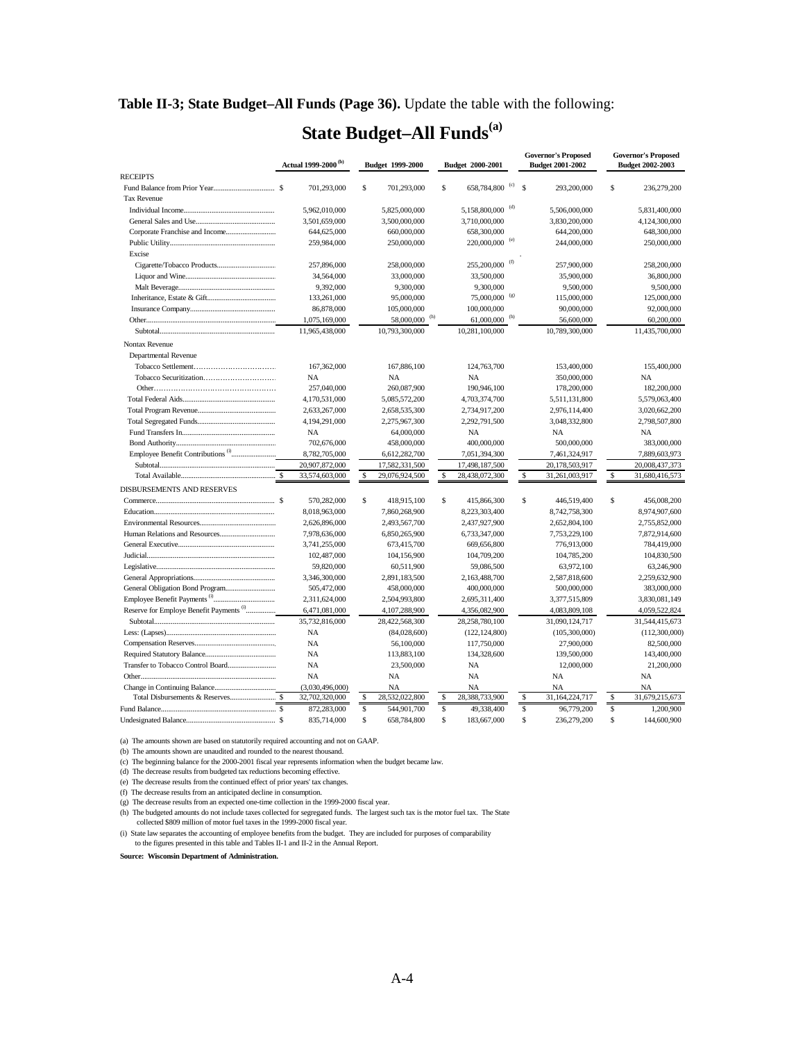**Table II-3; State Budget–All Funds (Page 36).** Update the table with the following:

# State Budget–All Funds[(a)]

| | Actual 1999-2000 [(b)] | Budget 1999-2000 | Budget 2000-2001 | Governor's Proposed Budget 2001-2002 | Governor's Proposed Budget 2002-2003 |
|---|---|---|---|---|---|
| RECEIPTS | | | | | |
| Fund Balance from Prior Year | $ 701,293,000 | $ 701,293,000 | $ 658,784,800 [(c)] | $ 293,200,000 | $ 236,279,200 |
| Tax Revenue | | | | | |
| Individual Income | 5,962,010,000 | 5,825,000,000 | 5,158,800,000 [(d)] | 5,506,000,000 | 5,831,400,000 |
| General Sales and Use | 3,501,659,000 | 3,500,000,000 | 3,710,000,000 | 3,830,200,000 | 4,124,300,000 |
| Corporate Franchise and Income | 644,625,000 | 660,000,000 | 658,300,000 | 644,200,000 | 648,300,000 |
| Public Utility | 259,984,000 | 250,000,000 | 220,000,000 [(e)] | 244,000,000 | 250,000,000 |
| Excise | | | | | |
| Cigarette/Tobacco Products | 257,896,000 | 258,000,000 | 255,200,000 [(f)] | 257,900,000 | 258,200,000 |
| Liquor and Wine | 34,564,000 | 33,000,000 | 33,500,000 | 35,900,000 | 36,800,000 |
| Malt Beverage | 9,392,000 | 9,300,000 | 9,300,000 | 9,500,000 | 9,500,000 |
| Inheritance, Estate & Gift | 133,261,000 | 95,000,000 | 75,000,000 [(g)] | 115,000,000 | 125,000,000 |
| Insurance Company | 86,878,000 | 105,000,000 | 100,000,000 | 90,000,000 | 92,000,000 |
| Other | 1,075,169,000 | 58,000,000 [(h)] | 61,000,000 [(h)] | 56,600,000 | 60,200,000 |
| Subtotal | 11,965,438,000 | 10,793,300,000 | 10,281,100,000 | 10,789,300,000 | 11,435,700,000 |
| Nontax Revenue | | | | | |
| Departmental Revenue | | | | | |
| Tobacco Settlement | 167,362,000 | 167,886,100 | 124,763,700 | 153,400,000 | 155,400,000 |
| Tobacco Securitization | NA | NA | NA | 350,000,000 | NA |
| Other | 257,040,000 | 260,087,900 | 190,946,100 | 178,200,000 | 182,200,000 |
| Total Federal Aids | 4,170,531,000 | 5,085,572,200 | 4,703,374,700 | 5,511,131,800 | 5,579,063,400 |
| Total Program Revenue | 2,633,267,000 | 2,658,535,300 | 2,734,917,200 | 2,976,114,400 | 3,020,662,200 |
| Total Segregated Funds | 4,194,291,000 | 2,275,967,300 | 2,292,791,500 | 3,048,332,800 | 2,798,507,800 |
| Fund Transfers In | NA | 64,000,000 | NA | NA | NA |
| Bond Authority | 702,676,000 | 458,000,000 | 400,000,000 | 500,000,000 | 383,000,000 |
| Employee Benefit Contributions [(i)] | 8,782,705,000 | 6,612,282,700 | 7,051,394,300 | 7,461,324,917 | 7,889,603,973 |
| Subtotal | 20,907,872,000 | 17,582,331,500 | 17,498,187,500 | 20,178,503,917 | 20,008,437,373 |
| Total Available | $ 33,574,603,000 | $ 29,076,924,500 | $ 28,438,072,300 | $ 31,261,003,917 | $ 31,680,416,573 |
| DISBURSEMENTS AND RESERVES | | | | | |
| Commerce | $ 570,282,000 | $ 418,915,100 | $ 415,866,300 | $ 446,519,400 | $ 456,008,200 |
| Education | 8,018,963,000 | 7,860,268,900 | 8,223,303,400 | 8,742,758,300 | 8,974,907,600 |
| Environmental Resources | 2,626,896,000 | 2,493,567,700 | 2,437,927,900 | 2,652,804,100 | 2,755,852,000 |
| Human Relations and Resources | 7,978,636,000 | 6,850,265,900 | 6,733,347,000 | 7,753,229,100 | 7,872,914,600 |
| General Executive | 3,741,255,000 | 673,415,700 | 669,656,800 | 776,913,000 | 784,419,000 |
| Judicial | 102,487,000 | 104,156,900 | 104,709,200 | 104,785,200 | 104,830,500 |
| Legislative | 59,820,000 | 60,511,900 | 59,086,500 | 63,972,100 | 63,246,900 |
| General Appropriations | 3,346,300,000 | 2,891,183,500 | 2,163,488,700 | 2,587,818,600 | 2,259,632,900 |
| General Obligation Bond Program | 505,472,000 | 458,000,000 | 400,000,000 | 500,000,000 | 383,000,000 |
| Employee Benefit Payments [(i)] | 2,311,624,000 | 2,504,993,800 | 2,695,311,400 | 3,377,515,809 | 3,830,081,149 |
| Reserve for Employe Benefit Payments [(i)] | 6,471,081,000 | 4,107,288,900 | 4,356,082,900 | 4,083,809,108 | 4,059,522,824 |
| Subtotal | 35,732,816,000 | 28,422,568,300 | 28,258,780,100 | 31,090,124,717 | 31,544,415,673 |
| Less: (Lapses) | NA | (84,028,600) | (122,124,800) | (105,300,000) | (112,300,000) |
| Compensation Reserves | NA | 56,100,000 | 117,750,000 | 27,900,000 | 82,500,000 |
| Required Statutory Balance | NA | 113,883,100 | 134,328,600 | 139,500,000 | 143,400,000 |
| Transfer to Tobacco Control Board | NA | 23,500,000 | NA | 12,000,000 | 21,200,000 |
| Other | NA | NA | NA | NA | NA |
| Change in Continuing Balance | (3,030,496,000) | NA | NA | NA | NA |
| Total Disbursements & Reserves | $ 32,702,320,000 | $ 28,532,022,800 | $ 28,388,733,900 | $ 31,164,224,717 | $ 31,679,215,673 |
| Fund Balance | $ 872,283,000 | $ 544,901,700 | $ 49,338,400 | $ 96,779,200 | $ 1,200,900 |
| Undesignated Balance | $ 835,714,000 | $ 658,784,800 | $ 183,667,000 | $ 236,279,200 | $ 144,600,900 |

(a) The amounts shown are based on statutorily required accounting and not on GAAP.

(b) The amounts shown are unaudited and rounded to the nearest thousand.

(c) The beginning balance for the 2000-2001 fiscal year represents information when the budget became law.

(d) The decrease results from budgeted tax reductions becoming effective.

(e) The decrease results from the continued effect of prior years' tax changes.

(f) The decrease results from an anticipated decline in consumption.

(g) The decrease results from an expected one-time collection in the 1999-2000 fiscal year.

(h) The budgeted amounts do not include taxes collected for segregated funds. The largest such tax is the motor fuel tax. The State collected $809 million of motor fuel taxes in the 1999-2000 fiscal year.

(i) State law separates the accounting of employee benefits from the budget. They are included for purposes of comparability to the figures presented in this table and Tables II-1 and II-2 in the Annual Report.

**Source: Wisconsin Department of Administration.**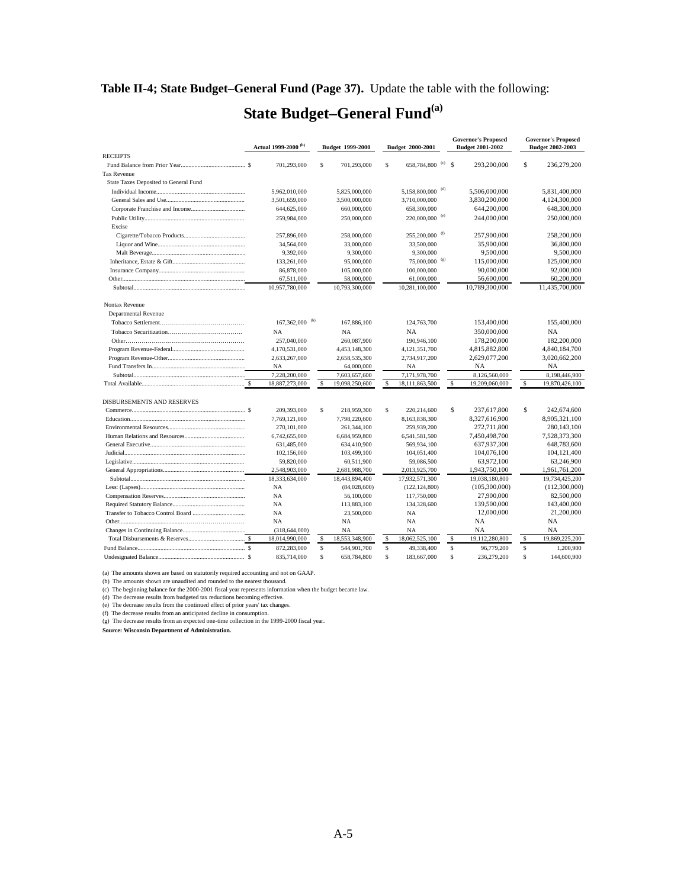**Table II-4; State Budget–General Fund (Page 37).** Update the table with the following:

# State Budget–General Fund[(a)]

| | Actual 1999-2000 [(b)] | Budget 1999-2000 | Budget 2000-2001 | Governor's Proposed Budget 2001-2002 | Governor's Proposed Budget 2002-2003 |
|---|---|---|---|---|---|
| RECEIPTS | | | | | |
| Fund Balance from Prior Year | $ 701,293,000 | $ 701,293,000 | $ 658,784,800 [(c)] | $ 293,200,000 | $ 236,279,200 |
| Tax Revenue | | | | | |
| State Taxes Deposited to General Fund | | | | | |
| Individual Income | 5,962,010,000 | 5,825,000,000 | 5,158,800,000 [(d)] | 5,506,000,000 | 5,831,400,000 |
| General Sales and Use | 3,501,659,000 | 3,500,000,000 | 3,710,000,000 | 3,830,200,000 | 4,124,300,000 |
| Corporate Franchise and Income | 644,625,000 | 660,000,000 | 658,300,000 | 644,200,000 | 648,300,000 |
| Public Utility | 259,984,000 | 250,000,000 | 220,000,000 [(e)] | 244,000,000 | 250,000,000 |
| Excise | | | | | |
| Cigarette/Tobacco Products | 257,896,000 | 258,000,000 | 255,200,000 [(f)] | 257,900,000 | 258,200,000 |
| Liquor and Wine | 34,564,000 | 33,000,000 | 33,500,000 | 35,900,000 | 36,800,000 |
| Malt Beverage | 9,392,000 | 9,300,000 | 9,300,000 | 9,500,000 | 9,500,000 |
| Inheritance, Estate & Gift | 133,261,000 | 95,000,000 | 75,000,000 [(g)] | 115,000,000 | 125,000,000 |
| Insurance Company | 86,878,000 | 105,000,000 | 100,000,000 | 90,000,000 | 92,000,000 |
| Other | 67,511,000 | 58,000,000 | 61,000,000 | 56,600,000 | 60,200,000 |
| Subtotal | 10,957,780,000 | 10,793,300,000 | 10,281,100,000 | 10,789,300,000 | 11,435,700,000 |
| Nontax Revenue | | | | | |
| Departmental Revenue | | | | | |
| Tobacco Settlement | 167,362,000 [(h)] | 167,886,100 | 124,763,700 | 153,400,000 | 155,400,000 |
| Tobacco Securitization | NA | NA | NA | 350,000,000 | NA |
| Other | 257,040,000 | 260,087,900 | 190,946,100 | 178,200,000 | 182,200,000 |
| Program Revenue-Federal | 4,170,531,000 | 4,453,148,300 | 4,121,351,700 | 4,815,882,800 | 4,840,184,700 |
| Program Revenue-Other | 2,633,267,000 | 2,658,535,300 | 2,734,917,200 | 2,629,077,200 | 3,020,662,200 |
| Fund Transfers In | NA | 64,000,000 | NA | NA | NA |
| Subtotal | 7,228,200,000 | 7,603,657,600 | 7,171,978,700 | 8,126,560,000 | 8,198,446,900 |
| Total Available | $ 18,887,273,000 | $ 19,098,250,600 | $ 18,111,863,500 | $ 19,209,060,000 | $ 19,870,426,100 |
| DISBURSEMENTS AND RESERVES | | | | | |
| Commerce | $ 209,393,000 | $ 218,959,300 | $ 220,214,600 | $ 237,617,800 | $ 242,674,600 |
| Education | 7,769,121,000 | 7,798,220,600 | 8,163,838,300 | 8,327,616,900 | 8,905,321,100 |
| Environmental Resources | 270,101,000 | 261,344,100 | 259,939,200 | 272,711,800 | 280,143,100 |
| Human Relations and Resources | 6,742,655,000 | 6,684,959,800 | 6,541,581,500 | 7,450,498,700 | 7,528,373,300 |
| General Executive | 631,485,000 | 634,410,900 | 569,934,100 | 637,937,300 | 648,783,600 |
| Judicial | 102,156,000 | 103,499,100 | 104,051,400 | 104,076,100 | 104,121,400 |
| Legislative | 59,820,000 | 60,511,900 | 59,086,500 | 63,972,100 | 63,246,900 |
| General Appropriations | 2,548,903,000 | 2,681,988,700 | 2,013,925,700 | 1,943,750,100 | 1,961,761,200 |
| Subtotal | 18,333,634,000 | 18,443,894,400 | 17,932,571,300 | 19,038,180,800 | 19,734,425,200 |
| Less: (Lapses) | NA | (84,028,600) | (122,124,800) | (105,300,000) | (112,300,000) |
| Compensation Reserves | NA | 56,100,000 | 117,750,000 | 27,900,000 | 82,500,000 |
| Required Statutory Balance | NA | 113,883,100 | 134,328,600 | 139,500,000 | 143,400,000 |
| Transfer to Tobacco Control Board | NA | 23,500,000 | NA | 12,000,000 | 21,200,000 |
| Other | NA | NA | NA | NA | NA |
| Changes in Continuing Balance | (318,644,000) | NA | NA | NA | NA |
| Total Disbursements & Reserves | $ 18,014,990,000 | $ 18,553,348,900 | $ 18,062,525,100 | $ 19,112,280,800 | $ 19,869,225,200 |
| Fund Balance | $ 872,283,000 | $ 544,901,700 | $ 49,338,400 | $ 96,779,200 | $ 1,200,900 |
| Undesignated Balance | $ 835,714,000 | $ 658,784,800 | $ 183,667,000 | $ 236,279,200 | $ 144,600,900 |

(a) The amounts shown are based on statutorily required accounting and not on GAAP.
(b) The amounts shown are unaudited and rounded to the nearest thousand.
(c) The beginning balance for the 2000-2001 fiscal year represents information when the budget became law.
(d) The decrease results from budgeted tax reductions becoming effective.
(e) The decrease results from the continued effect of prior years' tax changes.
(f) The decrease results from an anticipated decline in consumption.
(g) The decrease results from an expected one-time collection in the 1999-2000 fiscal year.

**Source: Wisconsin Department of Administration.**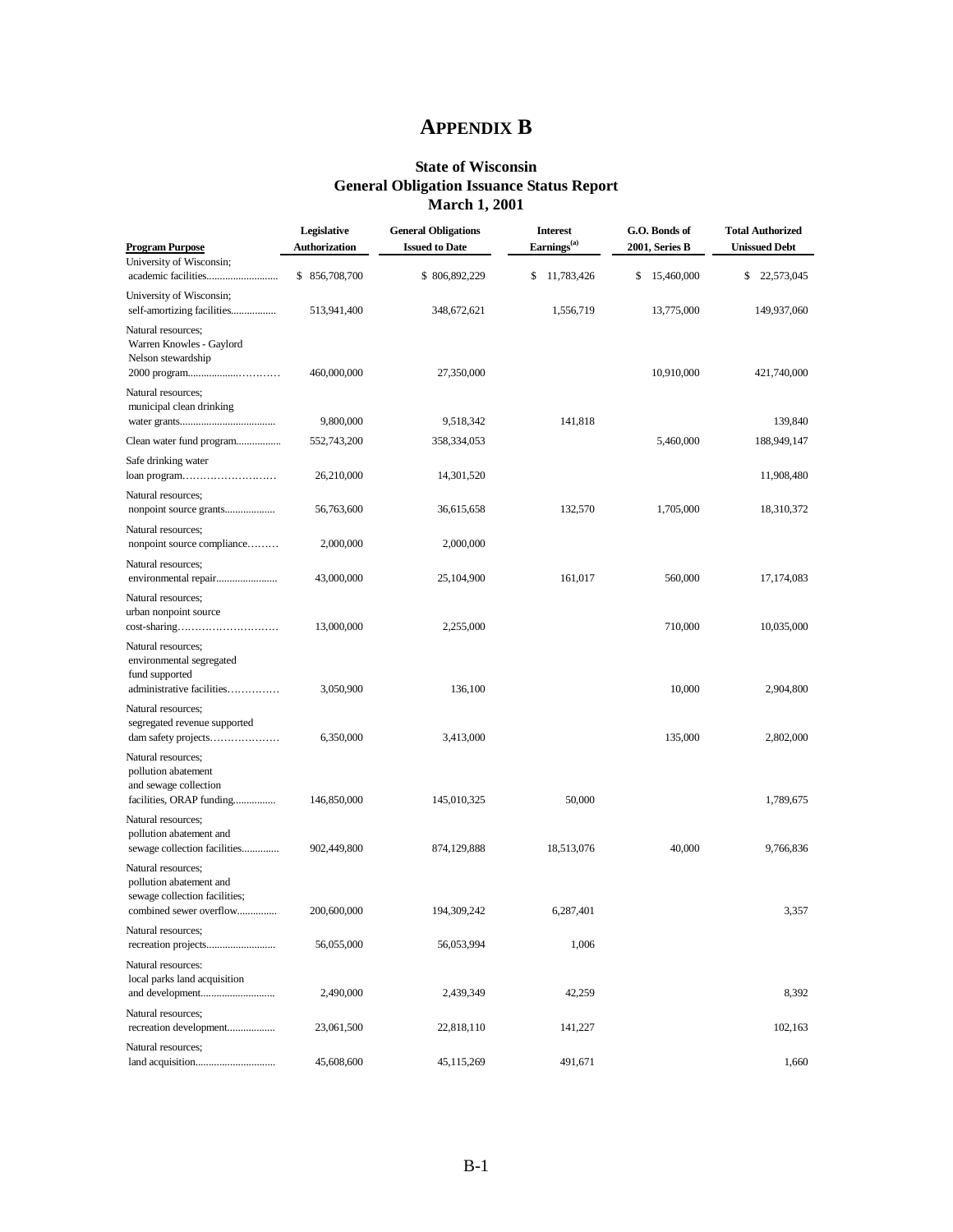# APPENDIX B

### State of Wisconsin
### General Obligation Issuance Status Report
### March 1, 2001

| Program Purpose | Legislative Authorization | General Obligations Issued to Date | Interest Earnings[(a)] | G.O. Bonds of 2001, Series B | Total Authorized Unissued Debt |
|---|---|---|---|---|---|
| University of Wisconsin; academic facilities | $ 856,708,700 | $ 806,892,229 | $ 11,783,426 | $ 15,460,000 | $ 22,573,045 |
| University of Wisconsin; self-amortizing facilities | 513,941,400 | 348,672,621 | 1,556,719 | 13,775,000 | 149,937,060 |
| Natural resources; Warren Knowles - Gaylord Nelson stewardship 2000 program | 460,000,000 | 27,350,000 | | 10,910,000 | 421,740,000 |
| Natural resources; municipal clean drinking water grants | 9,800,000 | 9,518,342 | 141,818 | | 139,840 |
| Clean water fund program | 552,743,200 | 358,334,053 | | 5,460,000 | 188,949,147 |
| Safe drinking water loan program | 26,210,000 | 14,301,520 | | | 11,908,480 |
| Natural resources; nonpoint source grants | 56,763,600 | 36,615,658 | 132,570 | 1,705,000 | 18,310,372 |
| Natural resources; nonpoint source compliance | 2,000,000 | 2,000,000 | | | |
| Natural resources; environmental repair | 43,000,000 | 25,104,900 | 161,017 | 560,000 | 17,174,083 |
| Natural resources; urban nonpoint source cost-sharing | 13,000,000 | 2,255,000 | | 710,000 | 10,035,000 |
| Natural resources; environmental segregated fund supported administrative facilities | 3,050,900 | 136,100 | | 10,000 | 2,904,800 |
| Natural resources; segregated revenue supported dam safety projects | 6,350,000 | 3,413,000 | | 135,000 | 2,802,000 |
| Natural resources; pollution abatement and sewage collection facilities, ORAP funding | 146,850,000 | 145,010,325 | 50,000 | | 1,789,675 |
| Natural resources; pollution abatement and sewage collection facilities | 902,449,800 | 874,129,888 | 18,513,076 | 40,000 | 9,766,836 |
| Natural resources; pollution abatement and sewage collection facilities; combined sewer overflow | 200,600,000 | 194,309,242 | 6,287,401 | | 3,357 |
| Natural resources; recreation projects | 56,055,000 | 56,053,994 | 1,006 | | |
| Natural resources: local parks land acquisition and development | 2,490,000 | 2,439,349 | 42,259 | | 8,392 |
| Natural resources; recreation development | 23,061,500 | 22,818,110 | 141,227 | | 102,163 |
| Natural resources; land acquisition | 45,608,600 | 45,115,269 | 491,671 | | 1,660 |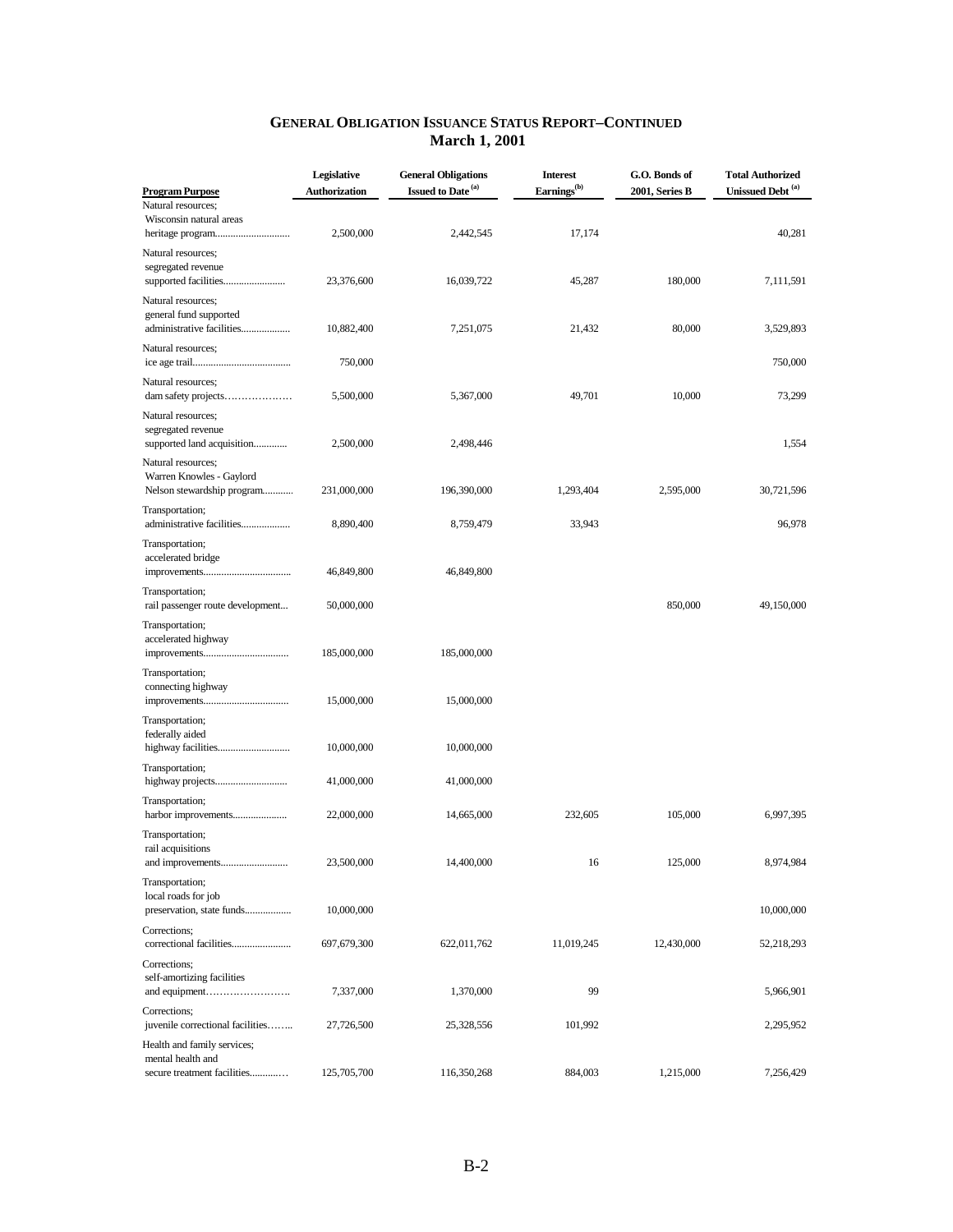## GENERAL OBLIGATION ISSUANCE STATUS REPORT–CONTINUED
## March 1, 2001

| Program Purpose | Legislative Authorization | General Obligations Issued to Date [(a)] | Interest Earnings[(b)] | G.O. Bonds of 2001, Series B | Total Authorized Unissued Debt [(a)] |
|---|---|---|---|---|---|
| Natural resources; Wisconsin natural areas heritage program | 2,500,000 | 2,442,545 | 17,174 | | 40,281 |
| Natural resources; segregated revenue supported facilities | 23,376,600 | 16,039,722 | 45,287 | 180,000 | 7,111,591 |
| Natural resources; general fund supported administrative facilities | 10,882,400 | 7,251,075 | 21,432 | 80,000 | 3,529,893 |
| Natural resources; ice age trail | 750,000 | | | | 750,000 |
| Natural resources; dam safety projects | 5,500,000 | 5,367,000 | 49,701 | 10,000 | 73,299 |
| Natural resources; segregated revenue supported land acquisition | 2,500,000 | 2,498,446 | | | 1,554 |
| Natural resources; Warren Knowles - Gaylord Nelson stewardship program | 231,000,000 | 196,390,000 | 1,293,404 | 2,595,000 | 30,721,596 |
| Transportation; administrative facilities | 8,890,400 | 8,759,479 | 33,943 | | 96,978 |
| Transportation; accelerated bridge improvements | 46,849,800 | 46,849,800 | | | |
| Transportation; rail passenger route development | 50,000,000 | | | 850,000 | 49,150,000 |
| Transportation; accelerated highway improvements | 185,000,000 | 185,000,000 | | | |
| Transportation; connecting highway improvements | 15,000,000 | 15,000,000 | | | |
| Transportation; federally aided highway facilities | 10,000,000 | 10,000,000 | | | |
| Transportation; highway projects | 41,000,000 | 41,000,000 | | | |
| Transportation; harbor improvements | 22,000,000 | 14,665,000 | 232,605 | 105,000 | 6,997,395 |
| Transportation; rail acquisitions and improvements | 23,500,000 | 14,400,000 | 16 | 125,000 | 8,974,984 |
| Transportation; local roads for job preservation, state funds | 10,000,000 | | | | 10,000,000 |
| Corrections; correctional facilities | 697,679,300 | 622,011,762 | 11,019,245 | 12,430,000 | 52,218,293 |
| Corrections; self-amortizing facilities and equipment | 7,337,000 | 1,370,000 | 99 | | 5,966,901 |
| Corrections; juvenile correctional facilities | 27,726,500 | 25,328,556 | 101,992 | | 2,295,952 |
| Health and family services; mental health and secure treatment facilities | 125,705,700 | 116,350,268 | 884,003 | 1,215,000 | 7,256,429 |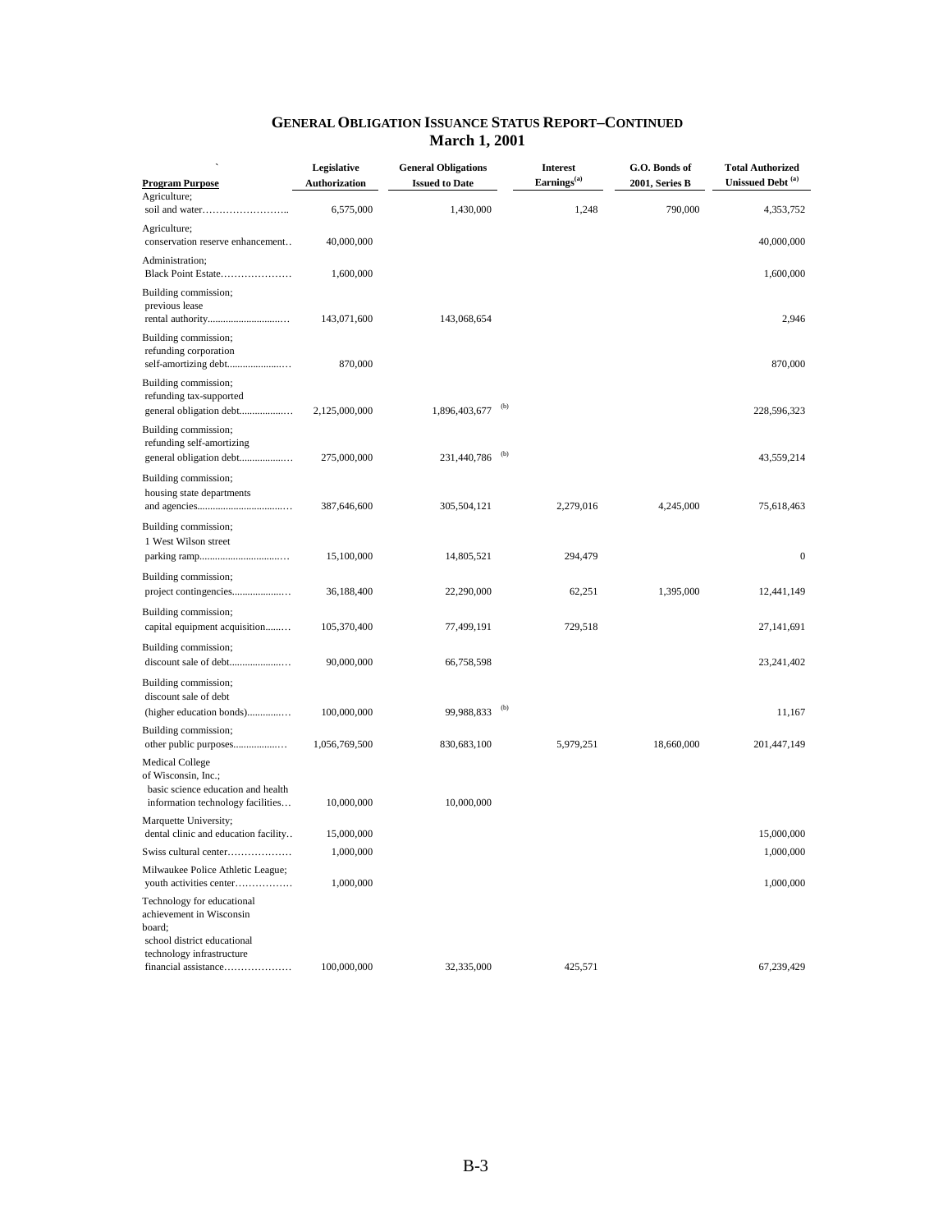## GENERAL OBLIGATION ISSUANCE STATUS REPORT–CONTINUED
## March 1, 2001

| Program Purpose | Legislative Authorization | General Obligations Issued to Date | Interest Earnings[(a)] | G.O. Bonds of 2001, Series B | Total Authorized Unissued Debt [(a)] |
|---|---|---|---|---|---|
| Agriculture; soil and water…………………….. | 6,575,000 | 1,430,000 | 1,248 | 790,000 | 4,353,752 |
| Agriculture; conservation reserve enhancement.. | 40,000,000 | | | | 40,000,000 |
| Administration; Black Point Estate………………… | 1,600,000 | | | | 1,600,000 |
| Building commission; previous lease rental authority……………………… | 143,071,600 | 143,068,654 | | | 2,946 |
| Building commission; refunding corporation self-amortizing debt………………… | 870,000 | | | | 870,000 |
| Building commission; refunding tax-supported general obligation debt……………… | 2,125,000,000 | 1,896,403,677 [(b)] | | | 228,596,323 |
| Building commission; refunding self-amortizing general obligation debt……………… | 275,000,000 | 231,440,786 [(b)] | | | 43,559,214 |
| Building commission; housing state departments and agencies……………………………… | 387,646,600 | 305,504,121 | 2,279,016 | 4,245,000 | 75,618,463 |
| Building commission; 1 West Wilson street parking ramp…………………………… | 15,100,000 | 14,805,521 | 294,479 | | 0 |
| Building commission; project contingencies………………… | 36,188,400 | 22,290,000 | 62,251 | 1,395,000 | 12,441,149 |
| Building commission; capital equipment acquisition……… | 105,370,400 | 77,499,191 | 729,518 | | 27,141,691 |
| Building commission; discount sale of debt………………… | 90,000,000 | 66,758,598 | | | 23,241,402 |
| Building commission; discount sale of debt (higher education bonds)…………… | 100,000,000 | 99,988,833 [(b)] | | | 11,167 |
| Building commission; other public purposes……………… | 1,056,769,500 | 830,683,100 | 5,979,251 | 18,660,000 | 201,447,149 |
| Medical College of Wisconsin, Inc.; basic science education and health information technology facilities… | 10,000,000 | 10,000,000 | | | |
| Marquette University; dental clinic and education facility.. | 15,000,000 | | | | 15,000,000 |
| Swiss cultural center……………… | 1,000,000 | | | | 1,000,000 |
| Milwaukee Police Athletic League; youth activities center……………. | 1,000,000 | | | | 1,000,000 |
| Technology for educational achievement in Wisconsin board; school district educational technology infrastructure financial assistance………………. | 100,000,000 | 32,335,000 | 425,571 | | 67,239,429 |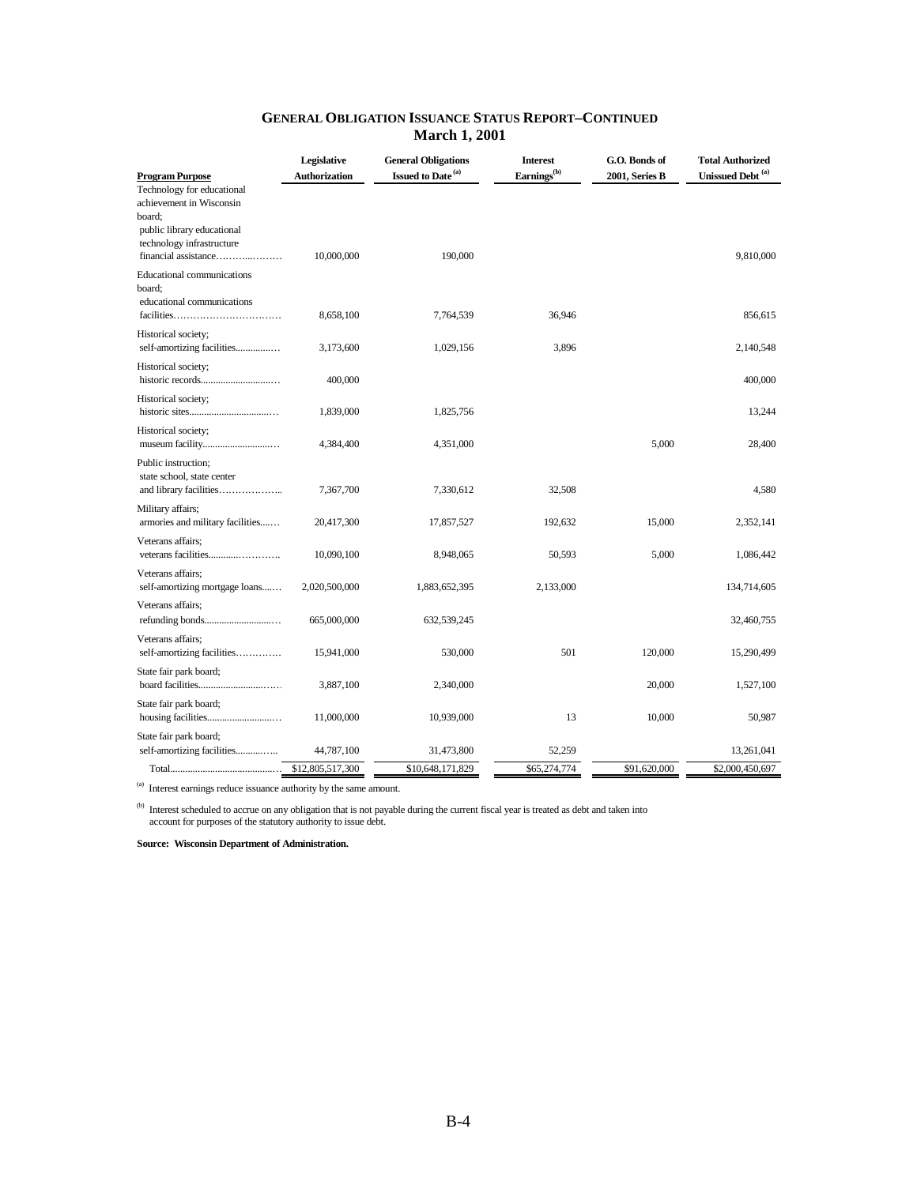## GENERAL OBLIGATION ISSUANCE STATUS REPORT–CONTINUED
### March 1, 2001

| Program Purpose | Legislative Authorization | General Obligations Issued to Date [(a)] | Interest Earnings[(b)] | G.O. Bonds of 2001, Series B | Total Authorized Unissued Debt [(a)] |
|---|---|---|---|---|---|
| Technology for educational achievement in Wisconsin board; public library educational technology infrastructure financial assistance………..……… | 10,000,000 | 190,000 | | | 9,810,000 |
| Educational communications board; educational communications facilities…………………………… | 8,658,100 | 7,764,539 | 36,946 | | 856,615 |
| Historical society; self-amortizing facilities............… | 3,173,600 | 1,029,156 | 3,896 | | 2,140,548 |
| Historical society; historic records..............................… | 400,000 | | | | 400,000 |
| Historical society; historic sites..................................… | 1,839,000 | 1,825,756 | | | 13,244 |
| Historical society; museum facility.............................… | 4,384,400 | 4,351,000 | | 5,000 | 28,400 |
| Public instruction; state school, state center and library facilities……………….. | 7,367,700 | 7,330,612 | 32,508 | | 4,580 |
| Military affairs; armories and military facilities....… | 20,417,300 | 17,857,527 | 192,632 | 15,000 | 2,352,141 |
| Veterans affairs; veterans facilities...........………….. | 10,090,100 | 8,948,065 | 50,593 | 5,000 | 1,086,442 |
| Veterans affairs; self-amortizing mortgage loans....… | 2,020,500,000 | 1,883,652,395 | 2,133,000 | | 134,714,605 |
| Veterans affairs; refunding bonds.............................… | 665,000,000 | 632,539,245 | | | 32,460,755 |
| Veterans affairs; self-amortizing facilities…………. | 15,941,000 | 530,000 | 501 | 120,000 | 15,290,499 |
| State fair park board; board facilities.............................…… | 3,887,100 | 2,340,000 | | 20,000 | 1,527,100 |
| State fair park board; housing facilities............................… | 11,000,000 | 10,939,000 | 13 | 10,000 | 50,987 |
| State fair park board; self-amortizing facilities...........….. | 44,787,100 | 31,473,800 | 52,259 | | 13,261,041 |
| Total...........................................… | $12,805,517,300 | $10,648,171,829 | $65,274,774 | $91,620,000 | $2,000,450,697 |

(a) Interest earnings reduce issuance authority by the same amount.

(b) Interest scheduled to accrue on any obligation that is not payable during the current fiscal year is treated as debt and taken into account for purposes of the statutory authority to issue debt.

**Source: Wisconsin Department of Administration.**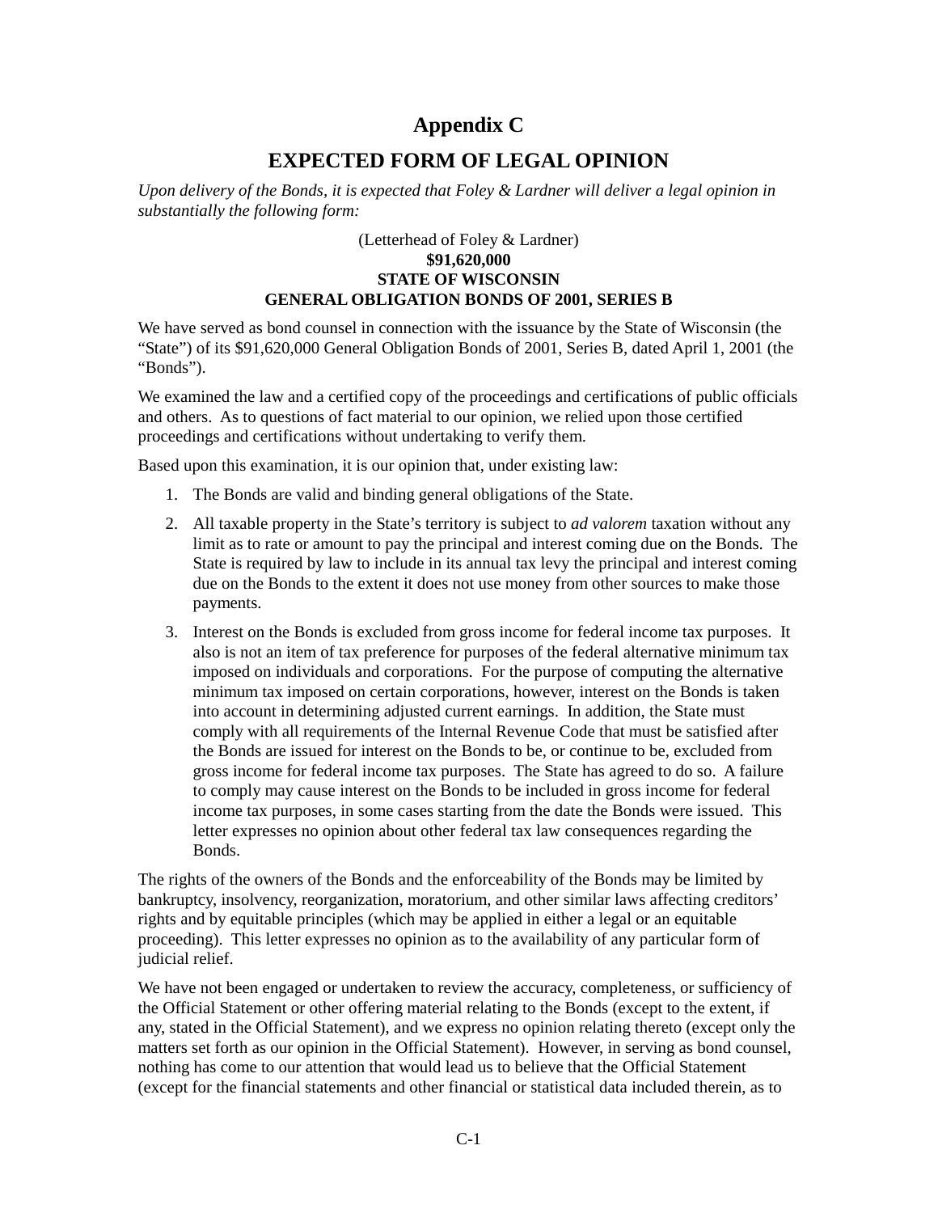# Appendix C

## EXPECTED FORM OF LEGAL OPINION

*Upon delivery of the Bonds, it is expected that Foley & Lardner will deliver a legal opinion in substantially the following form:*

(Letterhead of Foley & Lardner)
**$91,620,000**
**STATE OF WISCONSIN**
**GENERAL OBLIGATION BONDS OF 2001, SERIES B**

We have served as bond counsel in connection with the issuance by the State of Wisconsin (the "State") of its $91,620,000 General Obligation Bonds of 2001, Series B, dated April 1, 2001 (the "Bonds").

We examined the law and a certified copy of the proceedings and certifications of public officials and others. As to questions of fact material to our opinion, we relied upon those certified proceedings and certifications without undertaking to verify them.

Based upon this examination, it is our opinion that, under existing law:

1. The Bonds are valid and binding general obligations of the State.
2. All taxable property in the State's territory is subject to *ad valorem* taxation without any limit as to rate or amount to pay the principal and interest coming due on the Bonds. The State is required by law to include in its annual tax levy the principal and interest coming due on the Bonds to the extent it does not use money from other sources to make those payments.
3. Interest on the Bonds is excluded from gross income for federal income tax purposes. It also is not an item of tax preference for purposes of the federal alternative minimum tax imposed on individuals and corporations. For the purpose of computing the alternative minimum tax imposed on certain corporations, however, interest on the Bonds is taken into account in determining adjusted current earnings. In addition, the State must comply with all requirements of the Internal Revenue Code that must be satisfied after the Bonds are issued for interest on the Bonds to be, or continue to be, excluded from gross income for federal income tax purposes. The State has agreed to do so. A failure to comply may cause interest on the Bonds to be included in gross income for federal income tax purposes, in some cases starting from the date the Bonds were issued. This letter expresses no opinion about other federal tax law consequences regarding the Bonds.

The rights of the owners of the Bonds and the enforceability of the Bonds may be limited by bankruptcy, insolvency, reorganization, moratorium, and other similar laws affecting creditors' rights and by equitable principles (which may be applied in either a legal or an equitable proceeding). This letter expresses no opinion as to the availability of any particular form of judicial relief.

We have not been engaged or undertaken to review the accuracy, completeness, or sufficiency of the Official Statement or other offering material relating to the Bonds (except to the extent, if any, stated in the Official Statement), and we express no opinion relating thereto (except only the matters set forth as our opinion in the Official Statement). However, in serving as bond counsel, nothing has come to our attention that would lead us to believe that the Official Statement (except for the financial statements and other financial or statistical data included therein, as to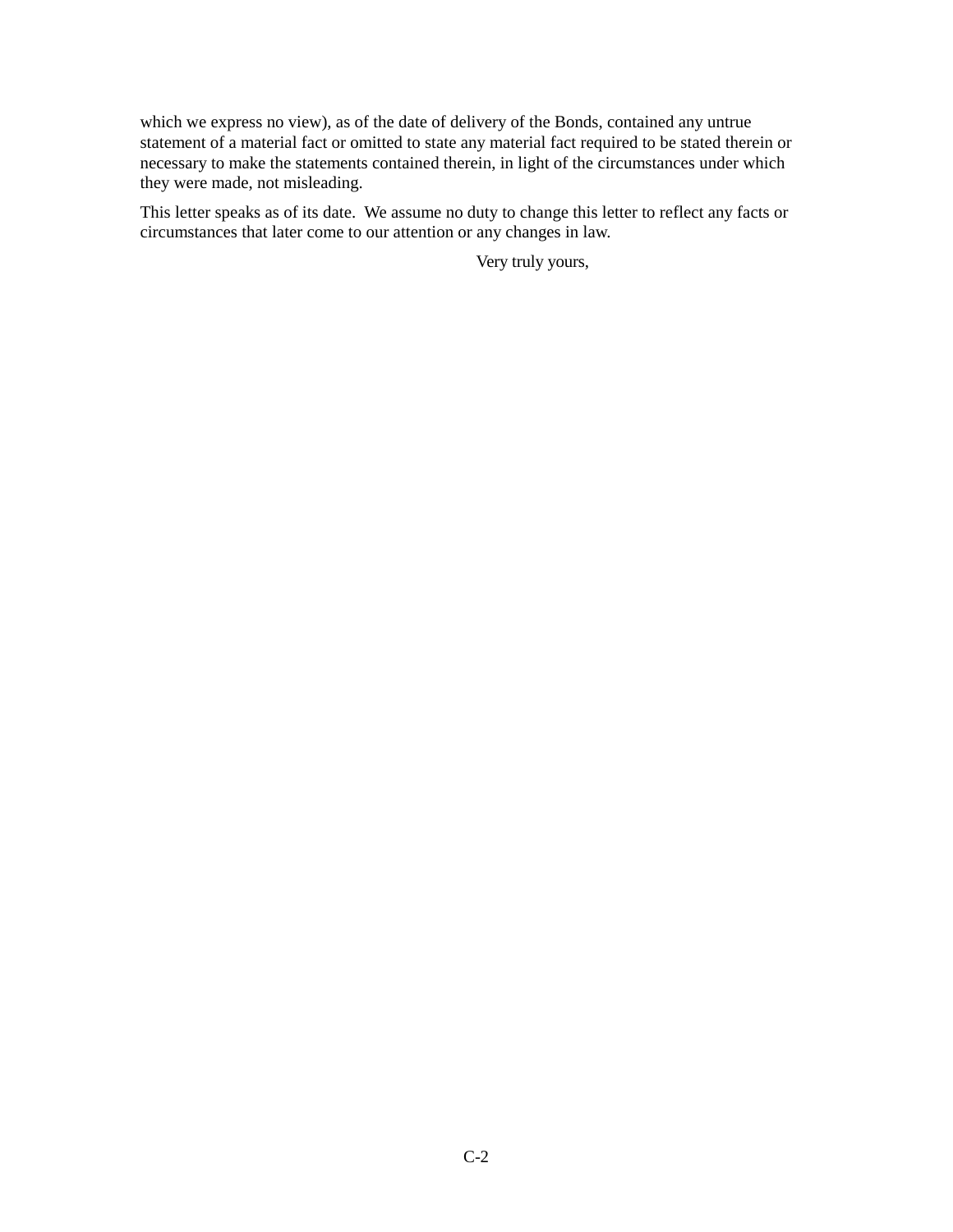which we express no view), as of the date of delivery of the Bonds, contained any untrue statement of a material fact or omitted to state any material fact required to be stated therein or necessary to make the statements contained therein, in light of the circumstances under which they were made, not misleading.

This letter speaks as of its date. We assume no duty to change this letter to reflect any facts or circumstances that later come to our attention or any changes in law.

Very truly yours,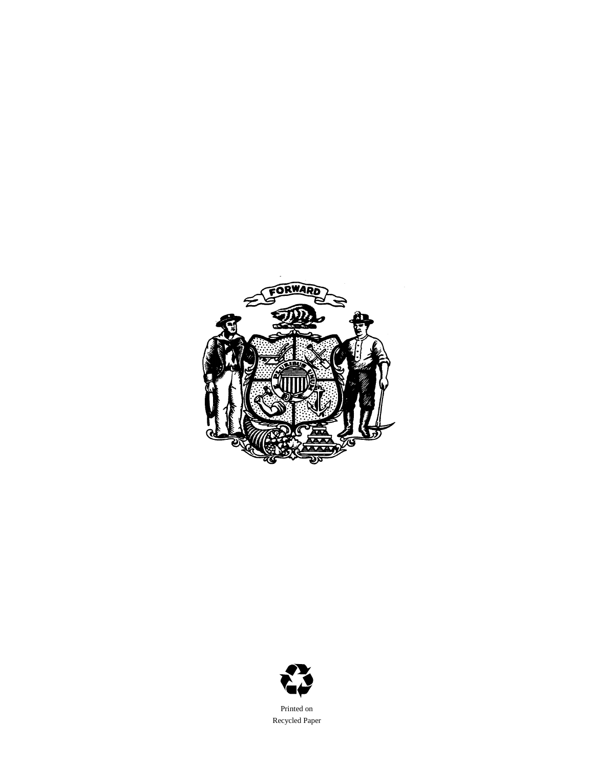Printed on
Recycled Paper